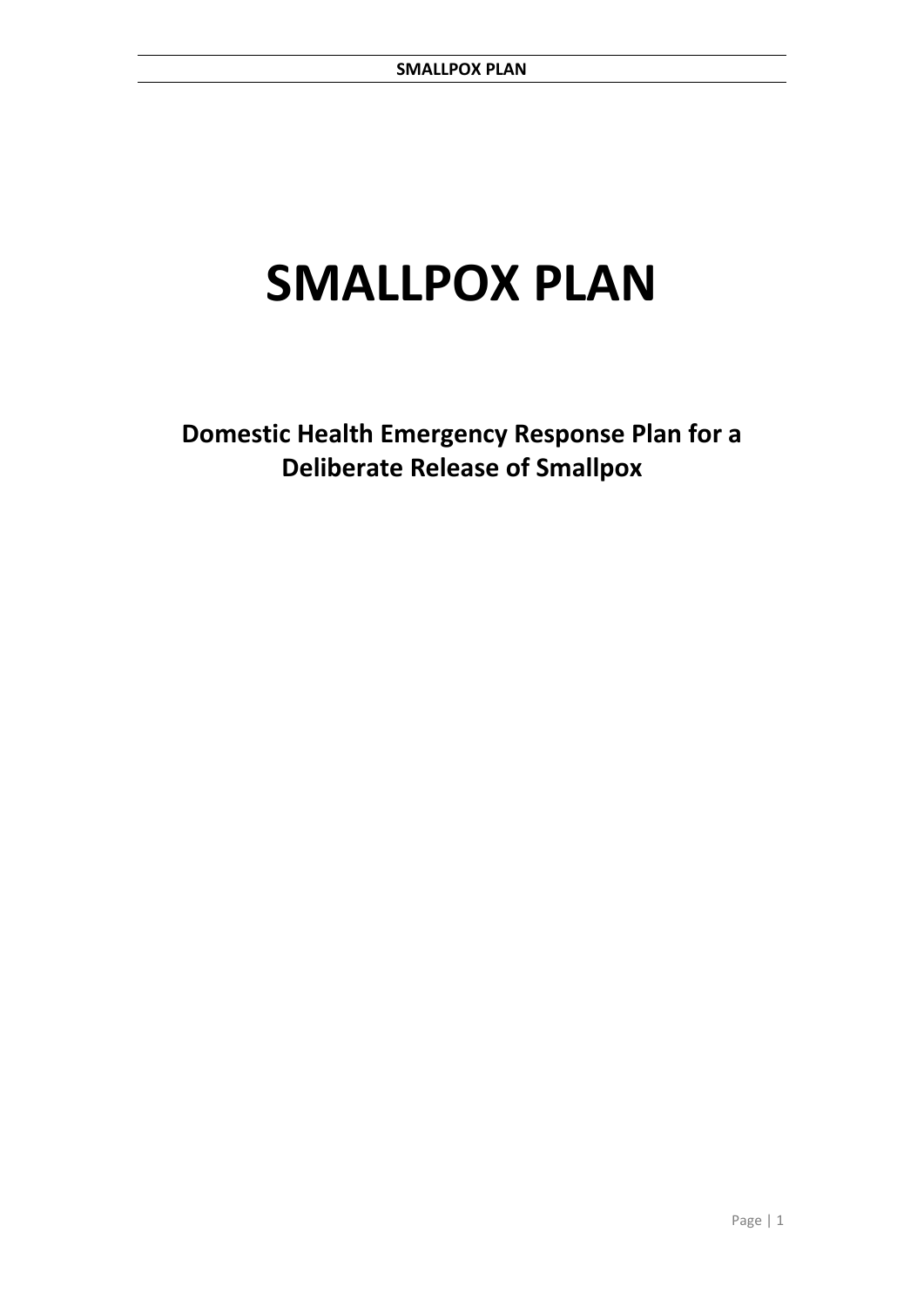# SMALLPOX PLAN

## Domestic Health Emergency Response Plan for a Deliberate Release of Smallpox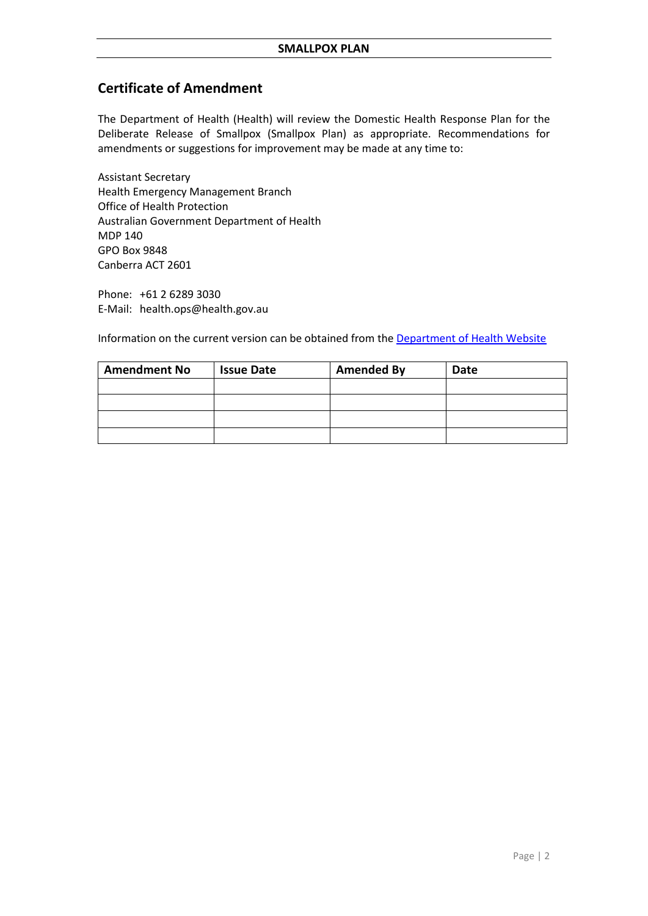## Certificate of Amendment

The Department of Health (Health) will review the Domestic Health Response Plan for the Deliberate Release of Smallpox (Smallpox Plan) as appropriate. Recommendations for amendments or suggestions for improvement may be made at any time to:

Assistant Secretary
Health Emergency Management Branch
Office of Health Protection
Australian Government Department of Health
MDP 140
GPO Box 9848
Canberra ACT 2601

Phone: +61 2 6289 3030
E-Mail: health.ops@health.gov.au

Information on the current version can be obtained from the Department of Health Website

| Amendment No | Issue Date | Amended By | Date |
|---|---|---|---|
| | | | |
| | | | |
| | | | |
| | | | |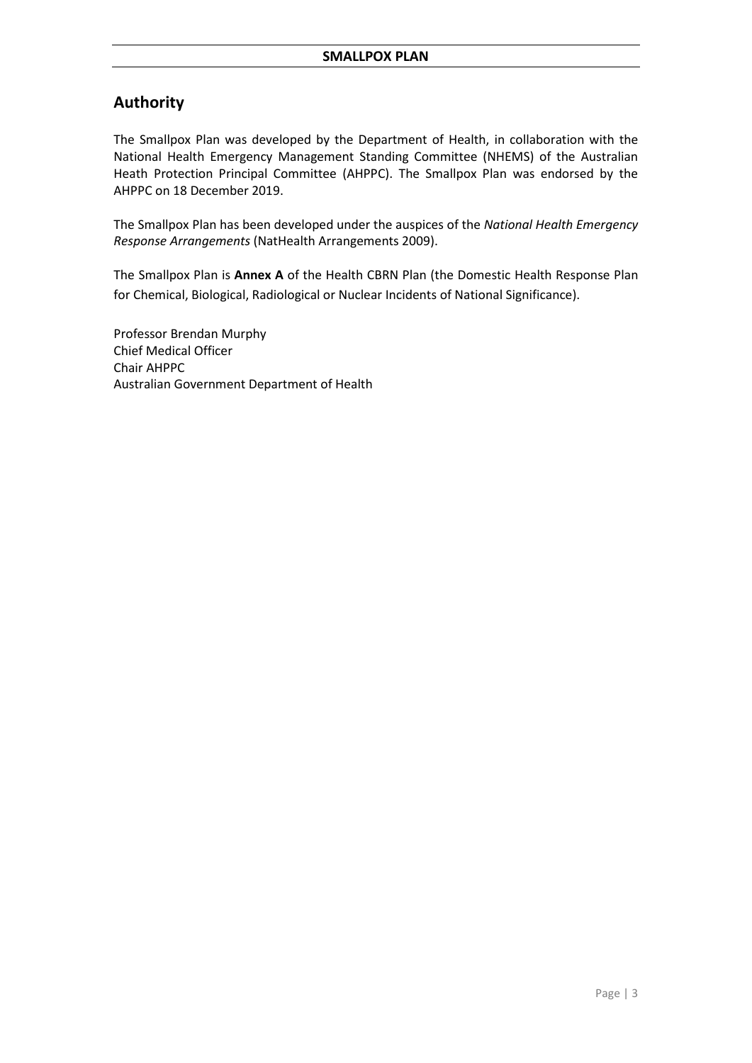## Authority

The Smallpox Plan was developed by the Department of Health, in collaboration with the National Health Emergency Management Standing Committee (NHEMS) of the Australian Heath Protection Principal Committee (AHPPC). The Smallpox Plan was endorsed by the AHPPC on 18 December 2019.

The Smallpox Plan has been developed under the auspices of the *National Health Emergency Response Arrangements* (NatHealth Arrangements 2009).

The Smallpox Plan is **Annex A** of the Health CBRN Plan (the Domestic Health Response Plan for Chemical, Biological, Radiological or Nuclear Incidents of National Significance).

Professor Brendan Murphy
Chief Medical Officer
Chair AHPPC
Australian Government Department of Health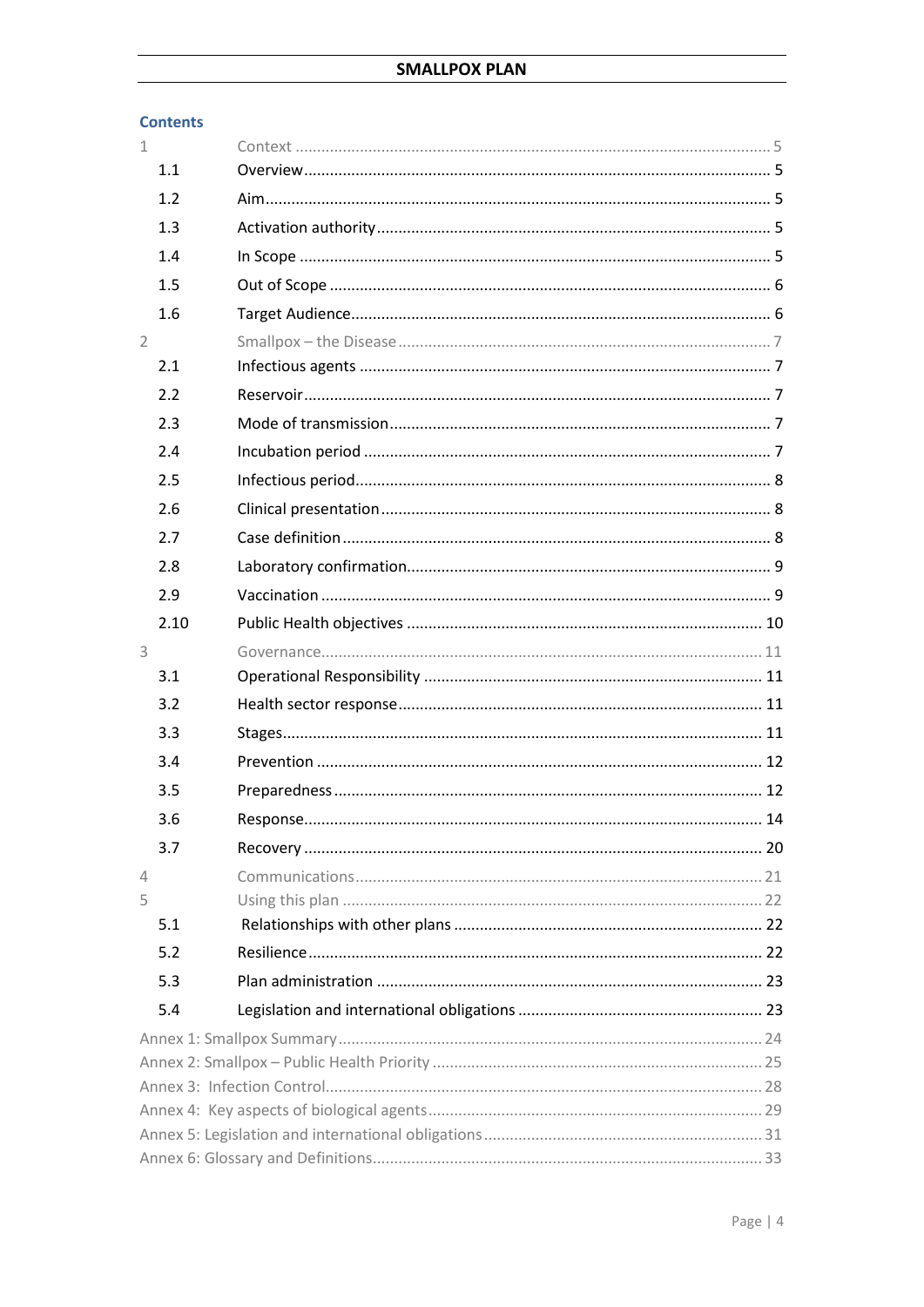## Contents

1 Context ........................................................ 5
- 1.1 Overview ........................................................ 5
- 1.2 Aim ........................................................ 5
- 1.3 Activation authority ........................................................ 5
- 1.4 In Scope ........................................................ 5
- 1.5 Out of Scope ........................................................ 6
- 1.6 Target Audience ........................................................ 6

2 Smallpox – the Disease ........................................................ 7
- 2.1 Infectious agents ........................................................ 7
- 2.2 Reservoir ........................................................ 7
- 2.3 Mode of transmission ........................................................ 7
- 2.4 Incubation period ........................................................ 7
- 2.5 Infectious period ........................................................ 8
- 2.6 Clinical presentation ........................................................ 8
- 2.7 Case definition ........................................................ 8
- 2.8 Laboratory confirmation ........................................................ 9
- 2.9 Vaccination ........................................................ 9
- 2.10 Public Health objectives ........................................................ 10

3 Governance ........................................................ 11
- 3.1 Operational Responsibility ........................................................ 11
- 3.2 Health sector response ........................................................ 11
- 3.3 Stages ........................................................ 11
- 3.4 Prevention ........................................................ 12
- 3.5 Preparedness ........................................................ 12
- 3.6 Response ........................................................ 14
- 3.7 Recovery ........................................................ 20

4 Communications ........................................................ 21

5 Using this plan ........................................................ 22
- 5.1 Relationships with other plans ........................................................ 22
- 5.2 Resilience ........................................................ 22
- 5.3 Plan administration ........................................................ 23
- 5.4 Legislation and international obligations ........................................................ 23

Annex 1: Smallpox Summary ........................................................ 24

Annex 2: Smallpox – Public Health Priority ........................................................ 25

Annex 3: Infection Control ........................................................ 28

Annex 4: Key aspects of biological agents ........................................................ 29

Annex 5: Legislation and international obligations ........................................................ 31

Annex 6: Glossary and Definitions ........................................................ 33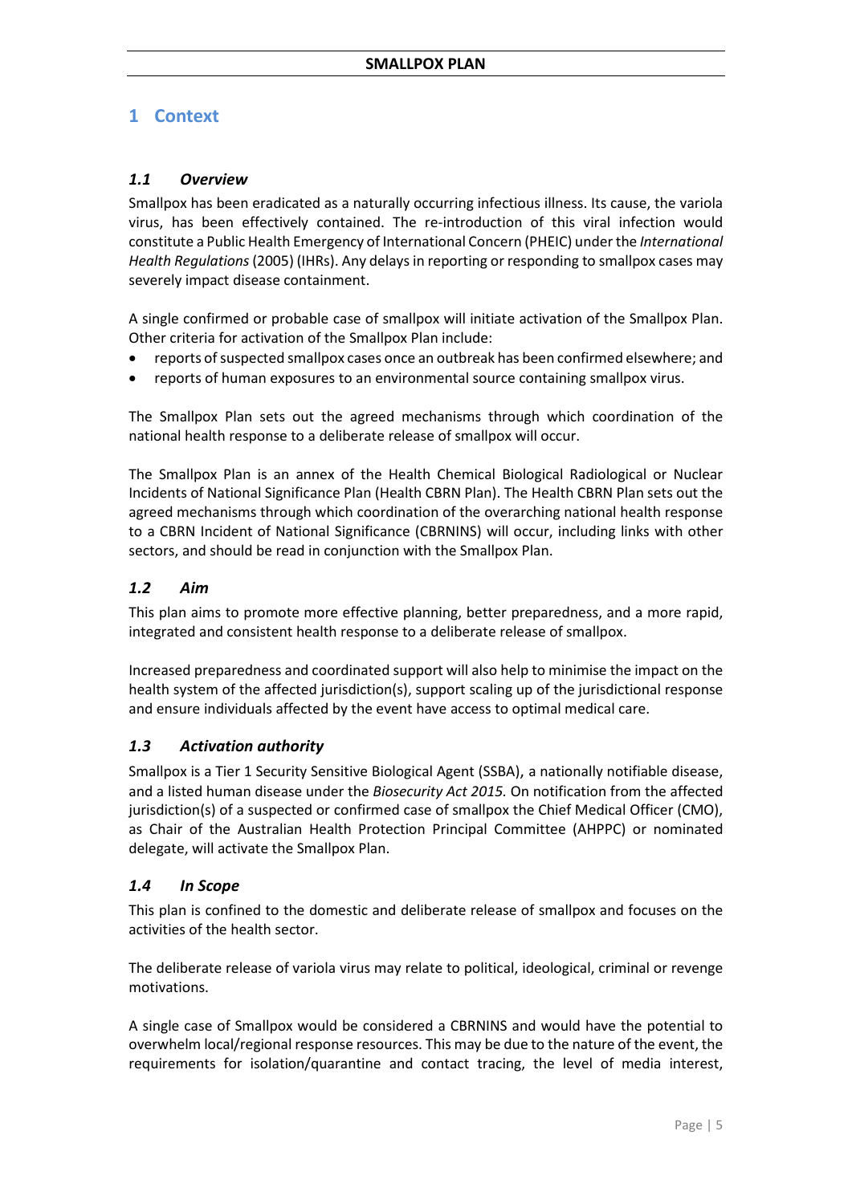# 1 Context

### *1.1 Overview*

Smallpox has been eradicated as a naturally occurring infectious illness. Its cause, the variola virus, has been effectively contained. The re-introduction of this viral infection would constitute a Public Health Emergency of International Concern (PHEIC) under the *International Health Regulations* (2005) (IHRs). Any delays in reporting or responding to smallpox cases may severely impact disease containment.

A single confirmed or probable case of smallpox will initiate activation of the Smallpox Plan. Other criteria for activation of the Smallpox Plan include:

- reports of suspected smallpox cases once an outbreak has been confirmed elsewhere; and
- reports of human exposures to an environmental source containing smallpox virus.

The Smallpox Plan sets out the agreed mechanisms through which coordination of the national health response to a deliberate release of smallpox will occur.

The Smallpox Plan is an annex of the Health Chemical Biological Radiological or Nuclear Incidents of National Significance Plan (Health CBRN Plan). The Health CBRN Plan sets out the agreed mechanisms through which coordination of the overarching national health response to a CBRN Incident of National Significance (CBRNINS) will occur, including links with other sectors, and should be read in conjunction with the Smallpox Plan.

### *1.2 Aim*

This plan aims to promote more effective planning, better preparedness, and a more rapid, integrated and consistent health response to a deliberate release of smallpox.

Increased preparedness and coordinated support will also help to minimise the impact on the health system of the affected jurisdiction(s), support scaling up of the jurisdictional response and ensure individuals affected by the event have access to optimal medical care.

### *1.3 Activation authority*

Smallpox is a Tier 1 Security Sensitive Biological Agent (SSBA), a nationally notifiable disease, and a listed human disease under the *Biosecurity Act 2015.* On notification from the affected jurisdiction(s) of a suspected or confirmed case of smallpox the Chief Medical Officer (CMO), as Chair of the Australian Health Protection Principal Committee (AHPPC) or nominated delegate, will activate the Smallpox Plan.

### *1.4 In Scope*

This plan is confined to the domestic and deliberate release of smallpox and focuses on the activities of the health sector.

The deliberate release of variola virus may relate to political, ideological, criminal or revenge motivations.

A single case of Smallpox would be considered a CBRNINS and would have the potential to overwhelm local/regional response resources. This may be due to the nature of the event, the requirements for isolation/quarantine and contact tracing, the level of media interest,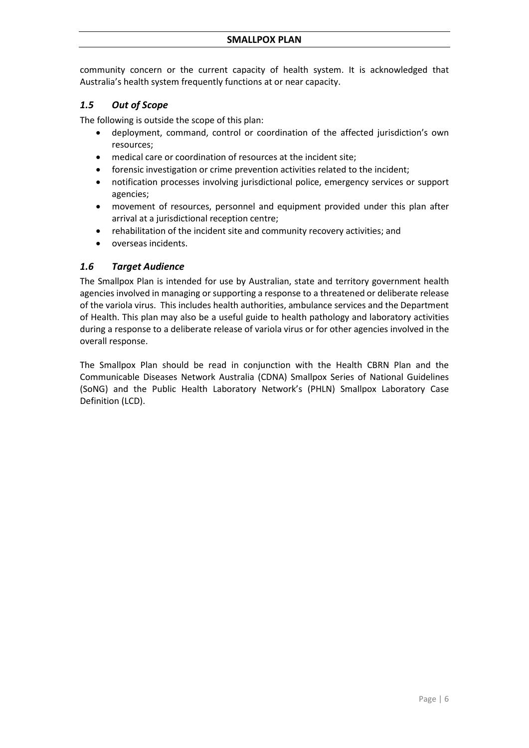community concern or the current capacity of health system. It is acknowledged that Australia's health system frequently functions at or near capacity.

### *1.5 Out of Scope*

The following is outside the scope of this plan:

- deployment, command, control or coordination of the affected jurisdiction's own resources;
- medical care or coordination of resources at the incident site;
- forensic investigation or crime prevention activities related to the incident;
- notification processes involving jurisdictional police, emergency services or support agencies;
- movement of resources, personnel and equipment provided under this plan after arrival at a jurisdictional reception centre;
- rehabilitation of the incident site and community recovery activities; and
- overseas incidents.

### *1.6 Target Audience*

The Smallpox Plan is intended for use by Australian, state and territory government health agencies involved in managing or supporting a response to a threatened or deliberate release of the variola virus. This includes health authorities, ambulance services and the Department of Health. This plan may also be a useful guide to health pathology and laboratory activities during a response to a deliberate release of variola virus or for other agencies involved in the overall response.

The Smallpox Plan should be read in conjunction with the Health CBRN Plan and the Communicable Diseases Network Australia (CDNA) Smallpox Series of National Guidelines (SoNG) and the Public Health Laboratory Network's (PHLN) Smallpox Laboratory Case Definition (LCD).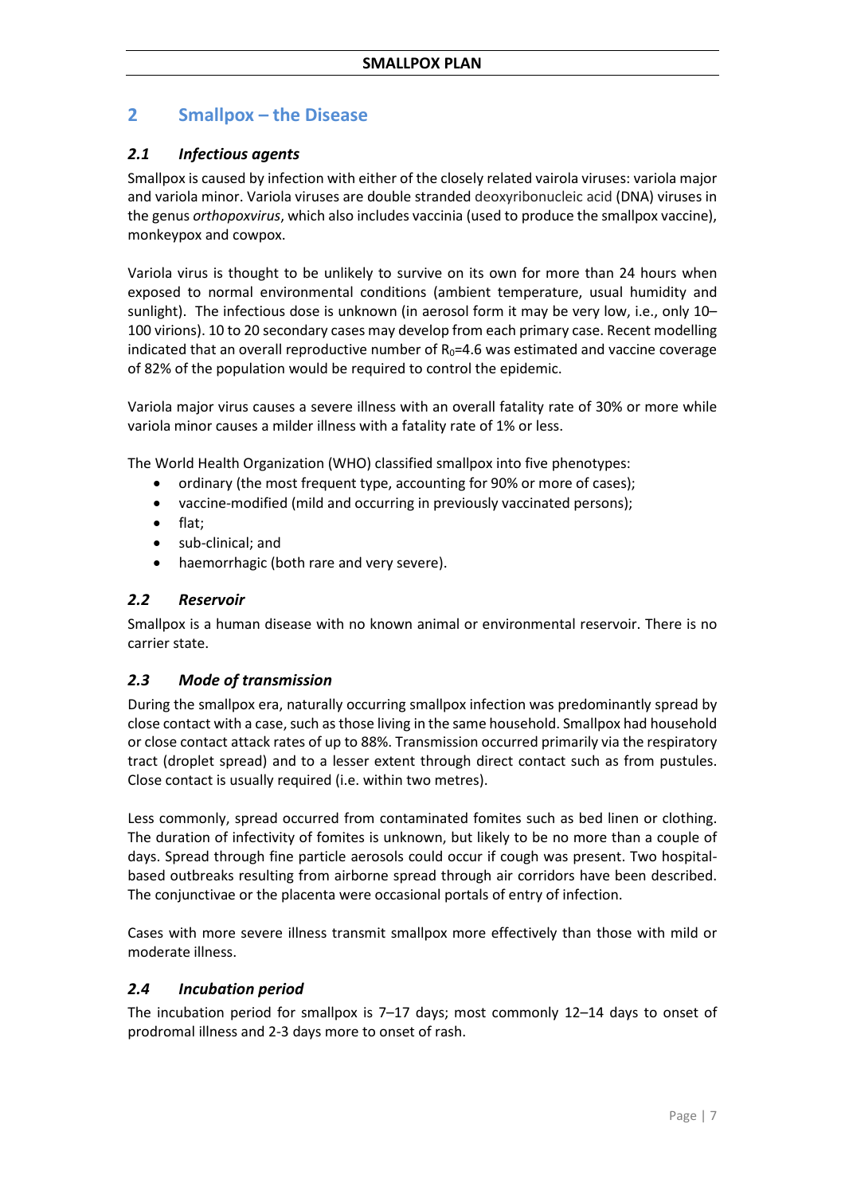## 2 Smallpox – the Disease

### *2.1 Infectious agents*

Smallpox is caused by infection with either of the closely related vairola viruses: variola major and variola minor. Variola viruses are double stranded deoxyribonucleic acid (DNA) viruses in the genus *orthopoxvirus*, which also includes vaccinia (used to produce the smallpox vaccine), monkeypox and cowpox.

Variola virus is thought to be unlikely to survive on its own for more than 24 hours when exposed to normal environmental conditions (ambient temperature, usual humidity and sunlight). The infectious dose is unknown (in aerosol form it may be very low, i.e., only 10–100 virions). 10 to 20 secondary cases may develop from each primary case. Recent modelling indicated that an overall reproductive number of $R_0$=4.6 was estimated and vaccine coverage of 82% of the population would be required to control the epidemic.

Variola major virus causes a severe illness with an overall fatality rate of 30% or more while variola minor causes a milder illness with a fatality rate of 1% or less.

The World Health Organization (WHO) classified smallpox into five phenotypes:

- ordinary (the most frequent type, accounting for 90% or more of cases);
- vaccine-modified (mild and occurring in previously vaccinated persons);
- flat;
- sub-clinical; and
- haemorrhagic (both rare and very severe).

### *2.2 Reservoir*

Smallpox is a human disease with no known animal or environmental reservoir. There is no carrier state.

### *2.3 Mode of transmission*

During the smallpox era, naturally occurring smallpox infection was predominantly spread by close contact with a case, such as those living in the same household. Smallpox had household or close contact attack rates of up to 88%. Transmission occurred primarily via the respiratory tract (droplet spread) and to a lesser extent through direct contact such as from pustules. Close contact is usually required (i.e. within two metres).

Less commonly, spread occurred from contaminated fomites such as bed linen or clothing. The duration of infectivity of fomites is unknown, but likely to be no more than a couple of days. Spread through fine particle aerosols could occur if cough was present. Two hospital-based outbreaks resulting from airborne spread through air corridors have been described. The conjunctivae or the placenta were occasional portals of entry of infection.

Cases with more severe illness transmit smallpox more effectively than those with mild or moderate illness.

### *2.4 Incubation period*

The incubation period for smallpox is 7–17 days; most commonly 12–14 days to onset of prodromal illness and 2-3 days more to onset of rash.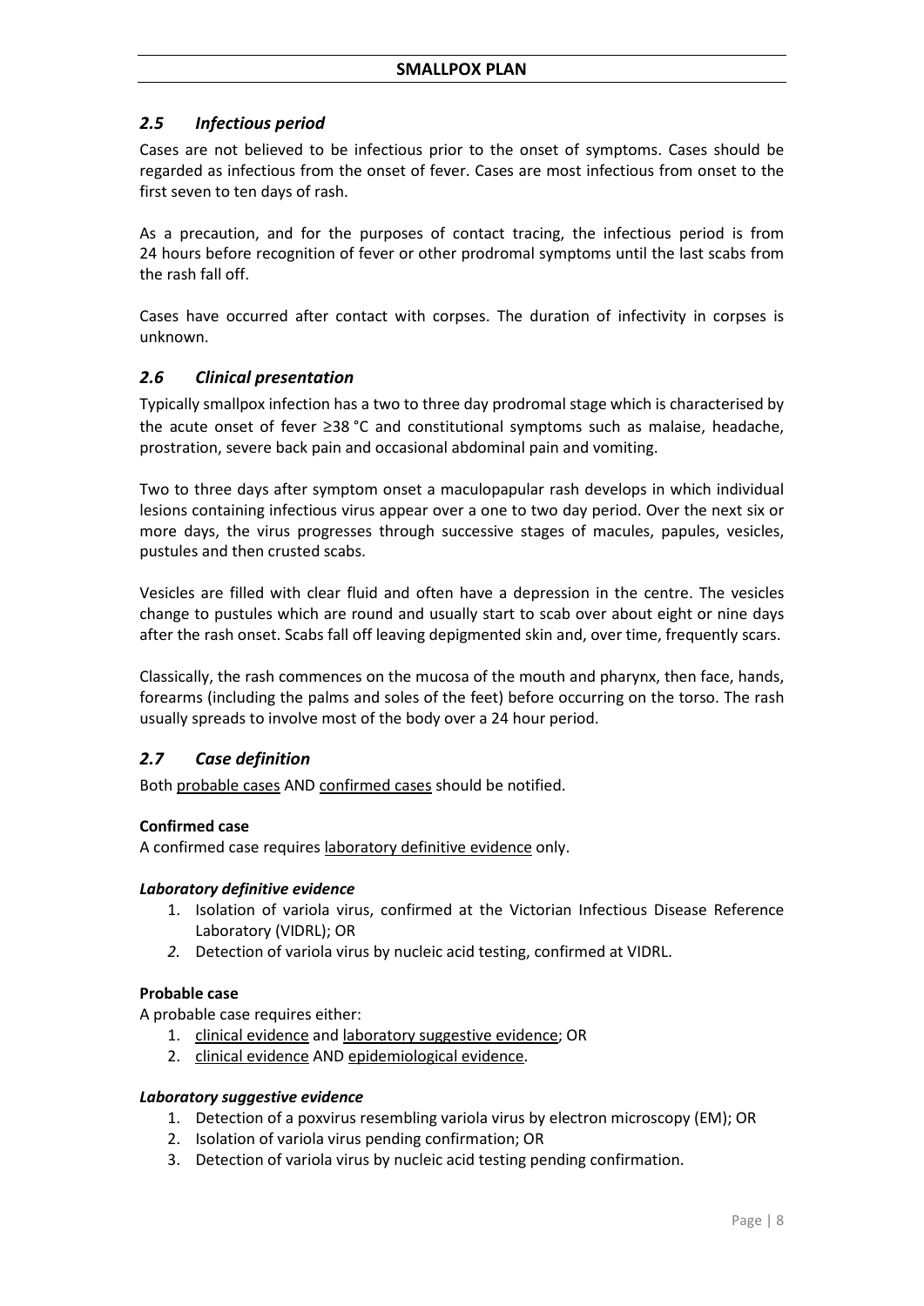## *2.5 Infectious period*

Cases are not believed to be infectious prior to the onset of symptoms. Cases should be regarded as infectious from the onset of fever. Cases are most infectious from onset to the first seven to ten days of rash.

As a precaution, and for the purposes of contact tracing, the infectious period is from 24 hours before recognition of fever or other prodromal symptoms until the last scabs from the rash fall off.

Cases have occurred after contact with corpses. The duration of infectivity in corpses is unknown.

## *2.6 Clinical presentation*

Typically smallpox infection has a two to three day prodromal stage which is characterised by the acute onset of fever ≥38 °C and constitutional symptoms such as malaise, headache, prostration, severe back pain and occasional abdominal pain and vomiting.

Two to three days after symptom onset a maculopapular rash develops in which individual lesions containing infectious virus appear over a one to two day period. Over the next six or more days, the virus progresses through successive stages of macules, papules, vesicles, pustules and then crusted scabs.

Vesicles are filled with clear fluid and often have a depression in the centre. The vesicles change to pustules which are round and usually start to scab over about eight or nine days after the rash onset. Scabs fall off leaving depigmented skin and, over time, frequently scars.

Classically, the rash commences on the mucosa of the mouth and pharynx, then face, hands, forearms (including the palms and soles of the feet) before occurring on the torso. The rash usually spreads to involve most of the body over a 24 hour period.

## *2.7 Case definition*

Both probable cases AND confirmed cases should be notified.

**Confirmed case**

A confirmed case requires laboratory definitive evidence only.

***Laboratory definitive evidence***

1. Isolation of variola virus, confirmed at the Victorian Infectious Disease Reference Laboratory (VIDRL); OR
2. Detection of variola virus by nucleic acid testing, confirmed at VIDRL.

**Probable case**

A probable case requires either:

1. clinical evidence and laboratory suggestive evidence; OR
2. clinical evidence AND epidemiological evidence.

***Laboratory suggestive evidence***

1. Detection of a poxvirus resembling variola virus by electron microscopy (EM); OR
2. Isolation of variola virus pending confirmation; OR
3. Detection of variola virus by nucleic acid testing pending confirmation.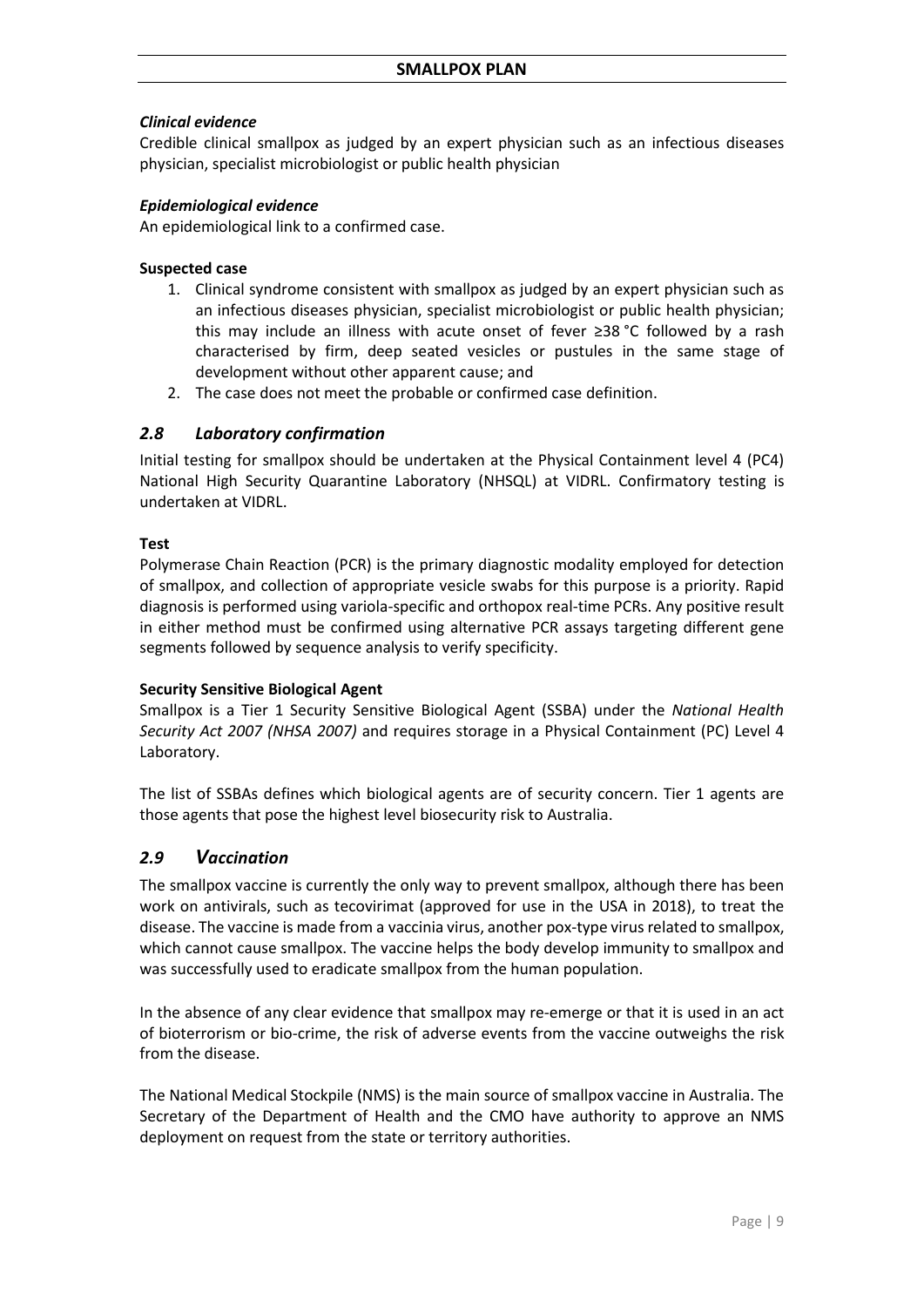#### *Clinical evidence*

Credible clinical smallpox as judged by an expert physician such as an infectious diseases physician, specialist microbiologist or public health physician

#### *Epidemiological evidence*

An epidemiological link to a confirmed case.

#### **Suspected case**

1. Clinical syndrome consistent with smallpox as judged by an expert physician such as an infectious diseases physician, specialist microbiologist or public health physician; this may include an illness with acute onset of fever ≥38 °C followed by a rash characterised by firm, deep seated vesicles or pustules in the same stage of development without other apparent cause; and
2. The case does not meet the probable or confirmed case definition.

## *2.8 Laboratory confirmation*

Initial testing for smallpox should be undertaken at the Physical Containment level 4 (PC4) National High Security Quarantine Laboratory (NHSQL) at VIDRL. Confirmatory testing is undertaken at VIDRL.

#### **Test**

Polymerase Chain Reaction (PCR) is the primary diagnostic modality employed for detection of smallpox, and collection of appropriate vesicle swabs for this purpose is a priority. Rapid diagnosis is performed using variola-specific and orthopox real-time PCRs. Any positive result in either method must be confirmed using alternative PCR assays targeting different gene segments followed by sequence analysis to verify specificity.

#### **Security Sensitive Biological Agent**

Smallpox is a Tier 1 Security Sensitive Biological Agent (SSBA) under the *National Health Security Act 2007 (NHSA 2007)* and requires storage in a Physical Containment (PC) Level 4 Laboratory.

The list of SSBAs defines which biological agents are of security concern. Tier 1 agents are those agents that pose the highest level biosecurity risk to Australia.

## *2.9 Vaccination*

The smallpox vaccine is currently the only way to prevent smallpox, although there has been work on antivirals, such as tecovirimat (approved for use in the USA in 2018), to treat the disease. The vaccine is made from a vaccinia virus, another pox-type virus related to smallpox, which cannot cause smallpox. The vaccine helps the body develop immunity to smallpox and was successfully used to eradicate smallpox from the human population.

In the absence of any clear evidence that smallpox may re-emerge or that it is used in an act of bioterrorism or bio-crime, the risk of adverse events from the vaccine outweighs the risk from the disease.

The National Medical Stockpile (NMS) is the main source of smallpox vaccine in Australia. The Secretary of the Department of Health and the CMO have authority to approve an NMS deployment on request from the state or territory authorities.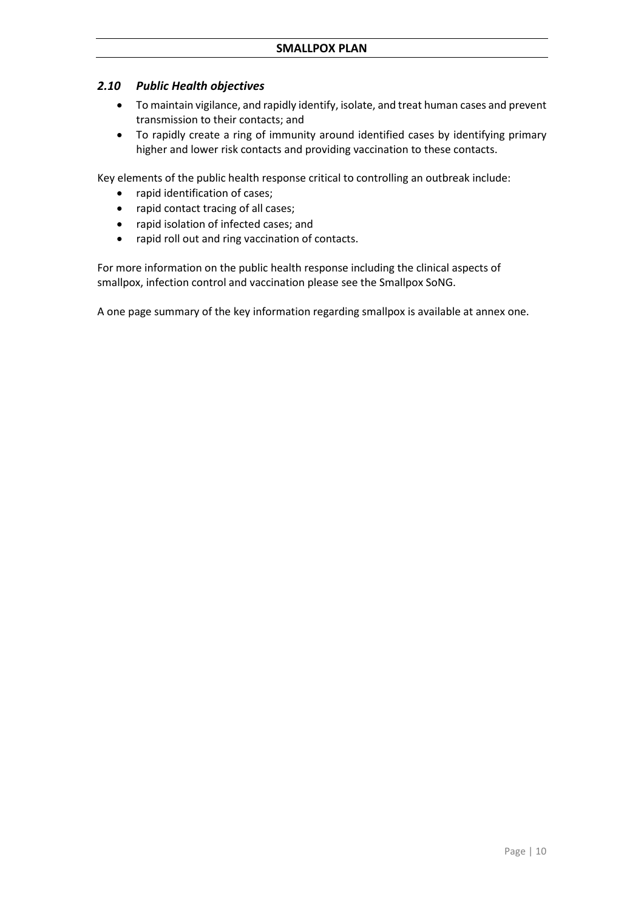### *2.10 Public Health objectives*

- To maintain vigilance, and rapidly identify, isolate, and treat human cases and prevent transmission to their contacts; and
- To rapidly create a ring of immunity around identified cases by identifying primary higher and lower risk contacts and providing vaccination to these contacts.

Key elements of the public health response critical to controlling an outbreak include:

- rapid identification of cases;
- rapid contact tracing of all cases;
- rapid isolation of infected cases; and
- rapid roll out and ring vaccination of contacts.

For more information on the public health response including the clinical aspects of smallpox, infection control and vaccination please see the Smallpox SoNG.

A one page summary of the key information regarding smallpox is available at annex one.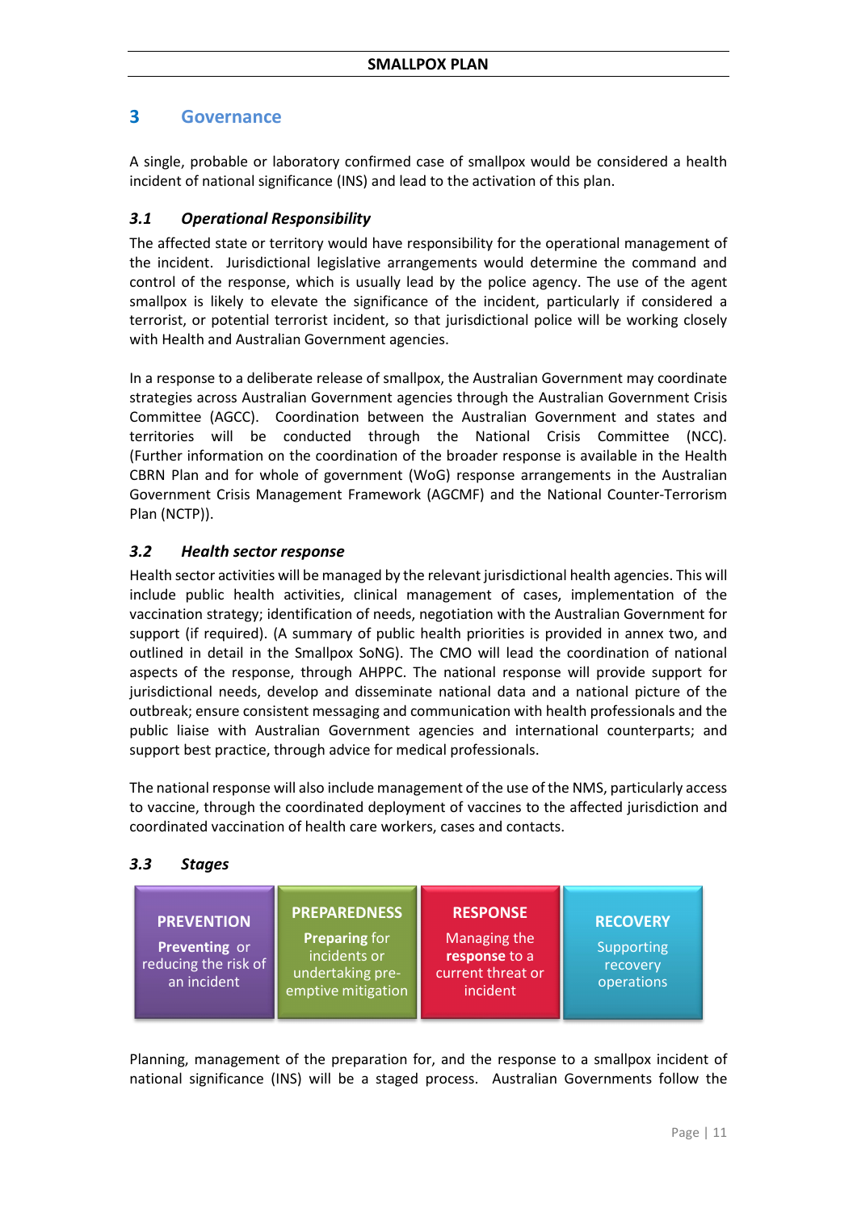# 3 Governance

A single, probable or laboratory confirmed case of smallpox would be considered a health incident of national significance (INS) and lead to the activation of this plan.

## *3.1 Operational Responsibility*

The affected state or territory would have responsibility for the operational management of the incident. Jurisdictional legislative arrangements would determine the command and control of the response, which is usually lead by the police agency. The use of the agent smallpox is likely to elevate the significance of the incident, particularly if considered a terrorist, or potential terrorist incident, so that jurisdictional police will be working closely with Health and Australian Government agencies.

In a response to a deliberate release of smallpox, the Australian Government may coordinate strategies across Australian Government agencies through the Australian Government Crisis Committee (AGCC). Coordination between the Australian Government and states and territories will be conducted through the National Crisis Committee (NCC). (Further information on the coordination of the broader response is available in the Health CBRN Plan and for whole of government (WoG) response arrangements in the Australian Government Crisis Management Framework (AGCMF) and the National Counter-Terrorism Plan (NCTP)).

## *3.2 Health sector response*

Health sector activities will be managed by the relevant jurisdictional health agencies. This will include public health activities, clinical management of cases, implementation of the vaccination strategy; identification of needs, negotiation with the Australian Government for support (if required). (A summary of public health priorities is provided in annex two, and outlined in detail in the Smallpox SoNG). The CMO will lead the coordination of national aspects of the response, through AHPPC. The national response will provide support for jurisdictional needs, develop and disseminate national data and a national picture of the outbreak; ensure consistent messaging and communication with health professionals and the public liaise with Australian Government agencies and international counterparts; and support best practice, through advice for medical professionals.

The national response will also include management of the use of the NMS, particularly access to vaccine, through the coordinated deployment of vaccines to the affected jurisdiction and coordinated vaccination of health care workers, cases and contacts.

## *3.3 Stages*

| PREVENTION | PREPAREDNESS | RESPONSE | RECOVERY |
|---|---|---|---|
| **Preventing** or reducing the risk of an incident | **Preparing** for incidents or undertaking pre-emptive mitigation | Managing the **response** to a current threat or incident | Supporting recovery operations |

Planning, management of the preparation for, and the response to a smallpox incident of national significance (INS) will be a staged process. Australian Governments follow the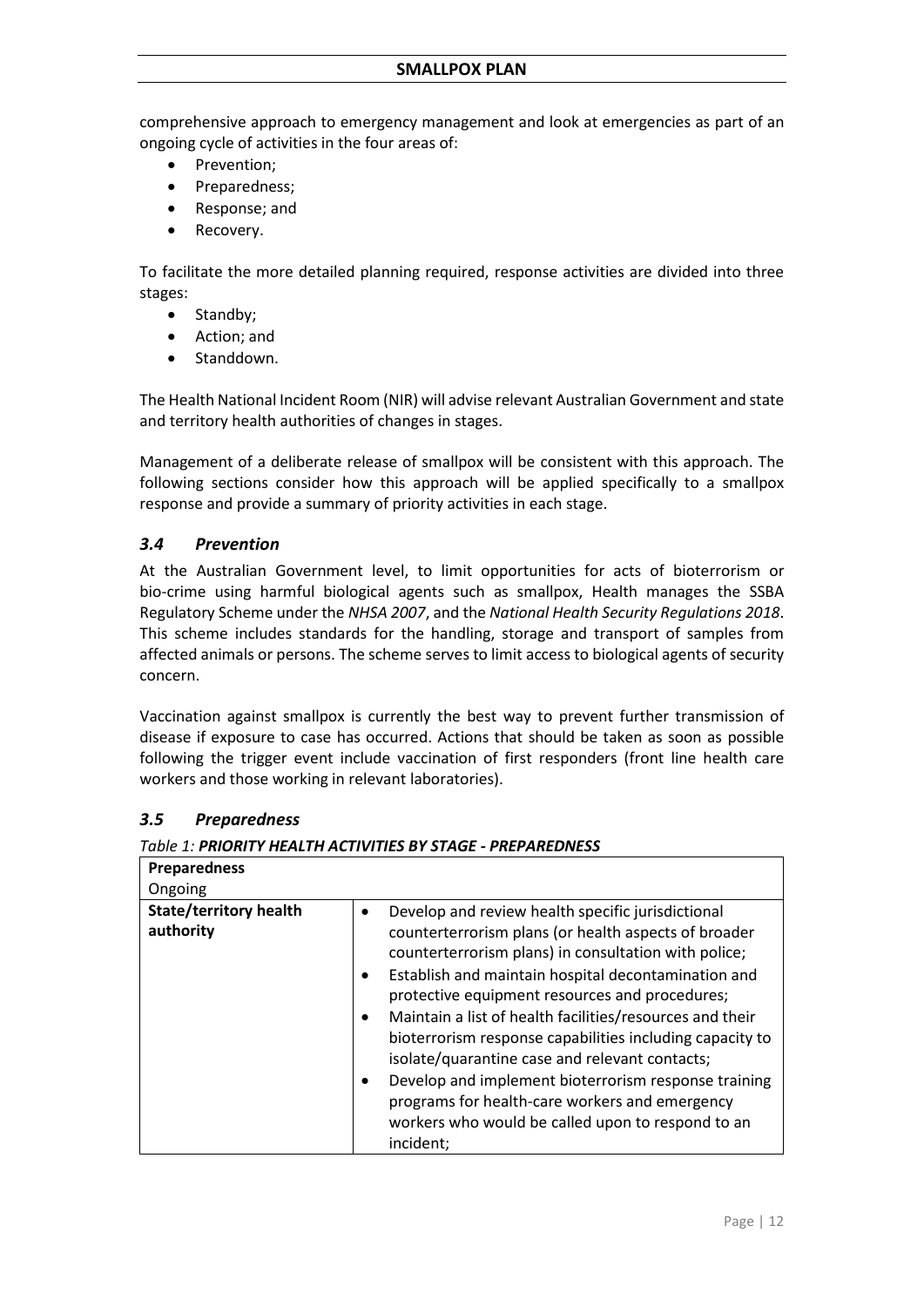comprehensive approach to emergency management and look at emergencies as part of an ongoing cycle of activities in the four areas of:

- Prevention;
- Preparedness;
- Response; and
- Recovery.

To facilitate the more detailed planning required, response activities are divided into three stages:

- Standby;
- Action; and
- Standdown.

The Health National Incident Room (NIR) will advise relevant Australian Government and state and territory health authorities of changes in stages.

Management of a deliberate release of smallpox will be consistent with this approach. The following sections consider how this approach will be applied specifically to a smallpox response and provide a summary of priority activities in each stage.

### *3.4 Prevention*

At the Australian Government level, to limit opportunities for acts of bioterrorism or bio-crime using harmful biological agents such as smallpox, Health manages the SSBA Regulatory Scheme under the *NHSA 2007*, and the *National Health Security Regulations 2018*. This scheme includes standards for the handling, storage and transport of samples from affected animals or persons. The scheme serves to limit access to biological agents of security concern.

Vaccination against smallpox is currently the best way to prevent further transmission of disease if exposure to case has occurred. Actions that should be taken as soon as possible following the trigger event include vaccination of first responders (front line health care workers and those working in relevant laboratories).

### *3.5 Preparedness*

*Table 1: **PRIORITY HEALTH ACTIVITIES BY STAGE - PREPAREDNESS***

| **Preparedness**<br>Ongoing | |
|---|---|
| **State/territory health authority** | • Develop and review health specific jurisdictional counterterrorism plans (or health aspects of broader counterterrorism plans) in consultation with police;<br>• Establish and maintain hospital decontamination and protective equipment resources and procedures;<br>• Maintain a list of health facilities/resources and their bioterrorism response capabilities including capacity to isolate/quarantine case and relevant contacts;<br>• Develop and implement bioterrorism response training programs for health-care workers and emergency workers who would be called upon to respond to an incident; |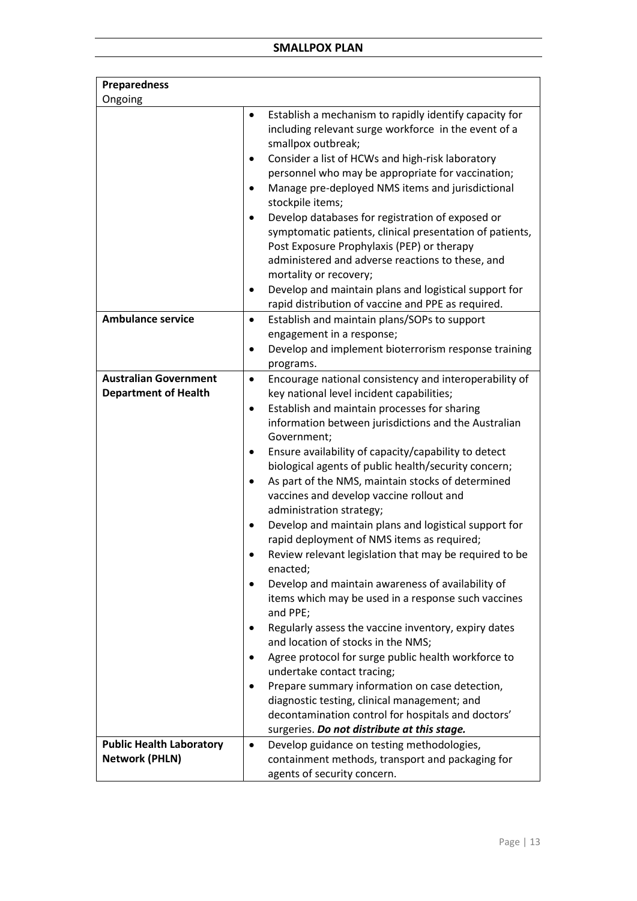| Preparedness<br>Ongoing | |
|---|---|
| | • Establish a mechanism to rapidly identify capacity for including relevant surge workforce in the event of a smallpox outbreak;<br>• Consider a list of HCWs and high-risk laboratory personnel who may be appropriate for vaccination;<br>• Manage pre-deployed NMS items and jurisdictional stockpile items;<br>• Develop databases for registration of exposed or symptomatic patients, clinical presentation of patients, Post Exposure Prophylaxis (PEP) or therapy administered and adverse reactions to these, and mortality or recovery;<br>• Develop and maintain plans and logistical support for rapid distribution of vaccine and PPE as required. |
| **Ambulance service** | • Establish and maintain plans/SOPs to support engagement in a response;<br>• Develop and implement bioterrorism response training programs. |
| **Australian Government Department of Health** | • Encourage national consistency and interoperability of key national level incident capabilities;<br>• Establish and maintain processes for sharing information between jurisdictions and the Australian Government;<br>• Ensure availability of capacity/capability to detect biological agents of public health/security concern;<br>• As part of the NMS, maintain stocks of determined vaccines and develop vaccine rollout and administration strategy;<br>• Develop and maintain plans and logistical support for rapid deployment of NMS items as required;<br>• Review relevant legislation that may be required to be enacted;<br>• Develop and maintain awareness of availability of items which may be used in a response such vaccines and PPE;<br>• Regularly assess the vaccine inventory, expiry dates and location of stocks in the NMS;<br>• Agree protocol for surge public health workforce to undertake contact tracing;<br>• Prepare summary information on case detection, diagnostic testing, clinical management; and decontamination control for hospitals and doctors' surgeries. ***Do not distribute at this stage.*** |
| **Public Health Laboratory Network (PHLN)** | • Develop guidance on testing methodologies, containment methods, transport and packaging for agents of security concern. |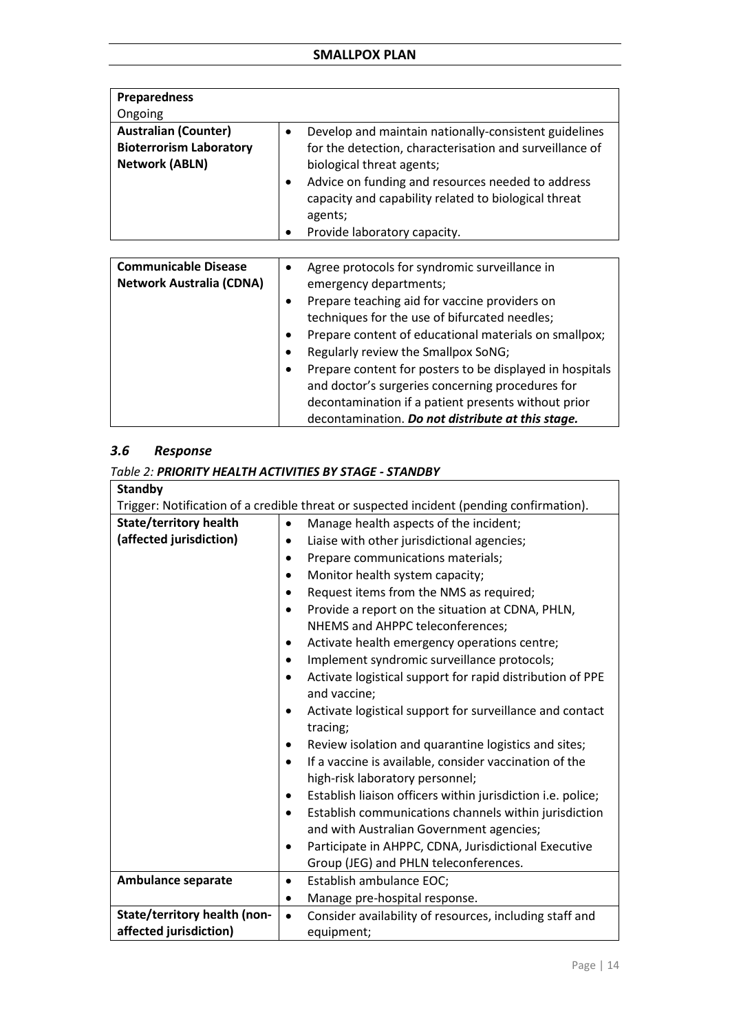| **Preparedness**<br>Ongoing | |
|---|---|
| **Australian (Counter) Bioterrorism Laboratory Network (ABLN)** | • Develop and maintain nationally-consistent guidelines for the detection, characterisation and surveillance of biological threat agents;<br>• Advice on funding and resources needed to address capacity and capability related to biological threat agents;<br>• Provide laboratory capacity. |

| | |
|---|---|
| **Communicable Disease Network Australia (CDNA)** | • Agree protocols for syndromic surveillance in emergency departments;<br>• Prepare teaching aid for vaccine providers on techniques for the use of bifurcated needles;<br>• Prepare content of educational materials on smallpox;<br>• Regularly review the Smallpox SoNG;<br>• Prepare content for posters to be displayed in hospitals and doctor's surgeries concerning procedures for decontamination if a patient presents without prior decontamination. ***Do not distribute at this stage.*** |

## *3.6 Response*

*Table 2: **PRIORITY HEALTH ACTIVITIES BY STAGE - STANDBY***

| **Standby**<br>Trigger: Notification of a credible threat or suspected incident (pending confirmation). | |
|---|---|
| **State/territory health (affected jurisdiction)** | • Manage health aspects of the incident;<br>• Liaise with other jurisdictional agencies;<br>• Prepare communications materials;<br>• Monitor health system capacity;<br>• Request items from the NMS as required;<br>• Provide a report on the situation at CDNA, PHLN, NHEMS and AHPPC teleconferences;<br>• Activate health emergency operations centre;<br>• Implement syndromic surveillance protocols;<br>• Activate logistical support for rapid distribution of PPE and vaccine;<br>• Activate logistical support for surveillance and contact tracing;<br>• Review isolation and quarantine logistics and sites;<br>• If a vaccine is available, consider vaccination of the high-risk laboratory personnel;<br>• Establish liaison officers within jurisdiction i.e. police;<br>• Establish communications channels within jurisdiction and with Australian Government agencies;<br>• Participate in AHPPC, CDNA, Jurisdictional Executive Group (JEG) and PHLN teleconferences. |
| **Ambulance separate** | • Establish ambulance EOC;<br>• Manage pre-hospital response. |
| **State/territory health (non-affected jurisdiction)** | • Consider availability of resources, including staff and equipment; |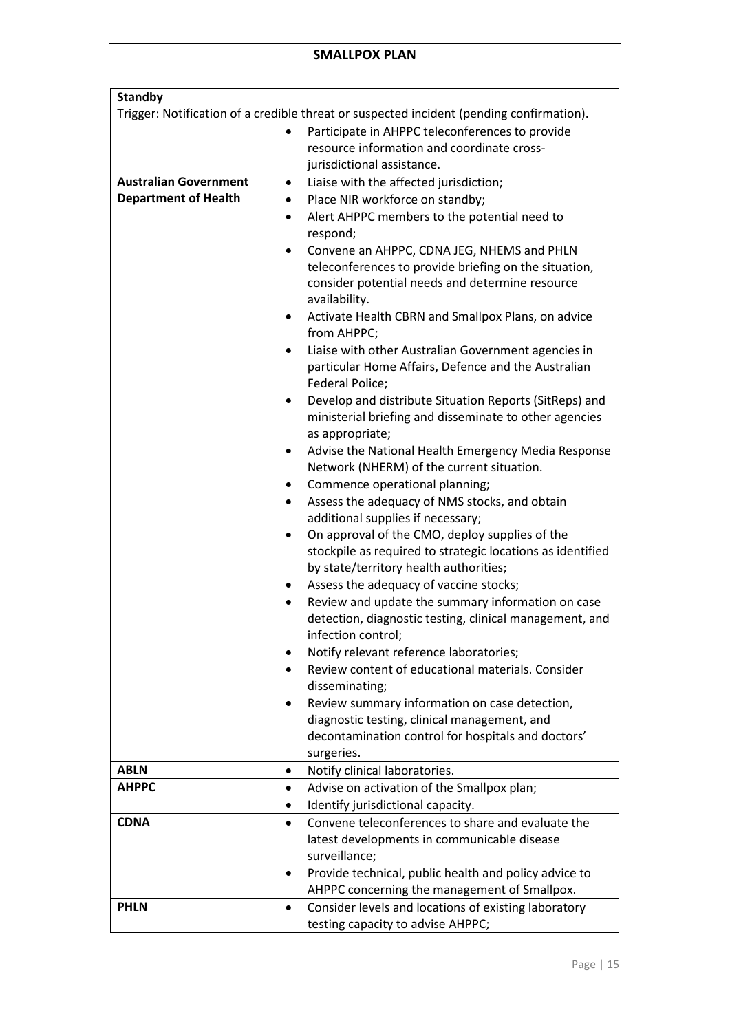| Standby | |
|---|---|
| Trigger: Notification of a credible threat or suspected incident (pending confirmation). | |
| | • Participate in AHPPC teleconferences to provide resource information and coordinate cross-jurisdictional assistance. |
| **Australian Government Department of Health** | • Liaise with the affected jurisdiction;<br>• Place NIR workforce on standby;<br>• Alert AHPPC members to the potential need to respond;<br>• Convene an AHPPC, CDNA JEG, NHEMS and PHLN teleconferences to provide briefing on the situation, consider potential needs and determine resource availability.<br>• Activate Health CBRN and Smallpox Plans, on advice from AHPPC;<br>• Liaise with other Australian Government agencies in particular Home Affairs, Defence and the Australian Federal Police;<br>• Develop and distribute Situation Reports (SitReps) and ministerial briefing and disseminate to other agencies as appropriate;<br>• Advise the National Health Emergency Media Response Network (NHERM) of the current situation.<br>• Commence operational planning;<br>• Assess the adequacy of NMS stocks, and obtain additional supplies if necessary;<br>• On approval of the CMO, deploy supplies of the stockpile as required to strategic locations as identified by state/territory health authorities;<br>• Assess the adequacy of vaccine stocks;<br>• Review and update the summary information on case detection, diagnostic testing, clinical management, and infection control;<br>• Notify relevant reference laboratories;<br>• Review content of educational materials. Consider disseminating;<br>• Review summary information on case detection, diagnostic testing, clinical management, and decontamination control for hospitals and doctors' surgeries. |
| **ABLN** | • Notify clinical laboratories. |
| **AHPPC** | • Advise on activation of the Smallpox plan;<br>• Identify jurisdictional capacity. |
| **CDNA** | • Convene teleconferences to share and evaluate the latest developments in communicable disease surveillance;<br>• Provide technical, public health and policy advice to AHPPC concerning the management of Smallpox. |
| **PHLN** | • Consider levels and locations of existing laboratory testing capacity to advise AHPPC; |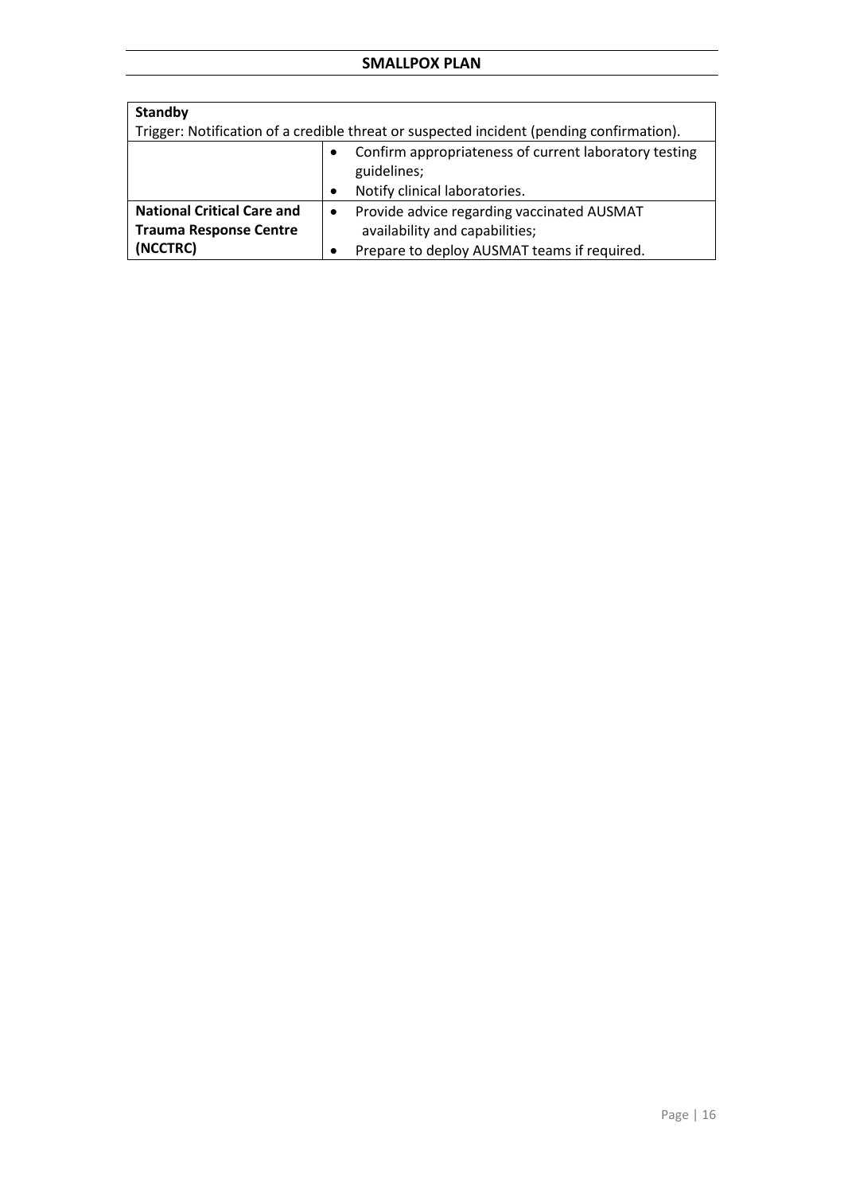| **Standby** | |
|---|---|
| Trigger: Notification of a credible threat or suspected incident (pending confirmation). | |
| | • Confirm appropriateness of current laboratory testing guidelines;<br>• Notify clinical laboratories. |
| **National Critical Care and Trauma Response Centre (NCCTRC)** | • Provide advice regarding vaccinated AUSMAT availability and capabilities;<br>• Prepare to deploy AUSMAT teams if required. |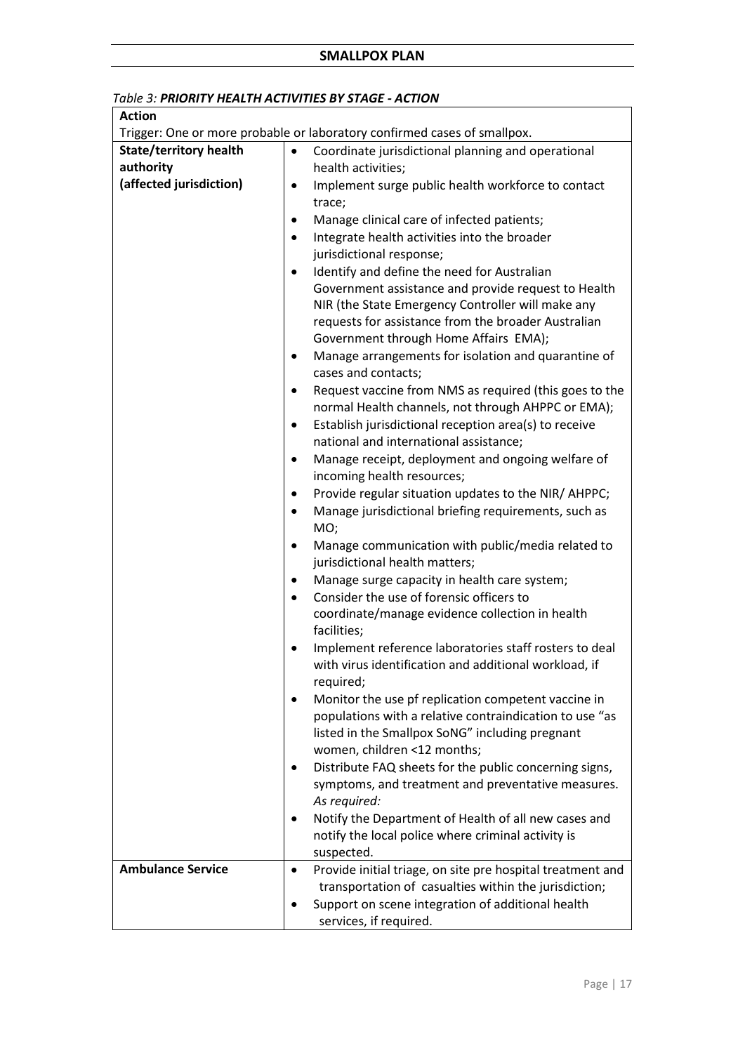*Table 3: **PRIORITY HEALTH ACTIVITIES BY STAGE - ACTION***

| **Action** | |
|---|---|
| Trigger: One or more probable or laboratory confirmed cases of smallpox. | |
| **State/territory health authority (affected jurisdiction)** | • Coordinate jurisdictional planning and operational health activities;<br>• Implement surge public health workforce to contact trace;<br>• Manage clinical care of infected patients;<br>• Integrate health activities into the broader jurisdictional response;<br>• Identify and define the need for Australian Government assistance and provide request to Health NIR (the State Emergency Controller will make any requests for assistance from the broader Australian Government through Home Affairs EMA);<br>• Manage arrangements for isolation and quarantine of cases and contacts;<br>• Request vaccine from NMS as required (this goes to the normal Health channels, not through AHPPC or EMA);<br>• Establish jurisdictional reception area(s) to receive national and international assistance;<br>• Manage receipt, deployment and ongoing welfare of incoming health resources;<br>• Provide regular situation updates to the NIR/ AHPPC;<br>• Manage jurisdictional briefing requirements, such as MO;<br>• Manage communication with public/media related to jurisdictional health matters;<br>• Manage surge capacity in health care system;<br>• Consider the use of forensic officers to coordinate/manage evidence collection in health facilities;<br>• Implement reference laboratories staff rosters to deal with virus identification and additional workload, if required;<br>• Monitor the use pf replication competent vaccine in populations with a relative contraindication to use "as listed in the Smallpox SoNG" including pregnant women, children <12 months;<br>• Distribute FAQ sheets for the public concerning signs, symptoms, and treatment and preventative measures.<br>*As required:*<br>• Notify the Department of Health of all new cases and notify the local police where criminal activity is suspected. |
| **Ambulance Service** | • Provide initial triage, on site pre hospital treatment and transportation of casualties within the jurisdiction;<br>• Support on scene integration of additional health services, if required. |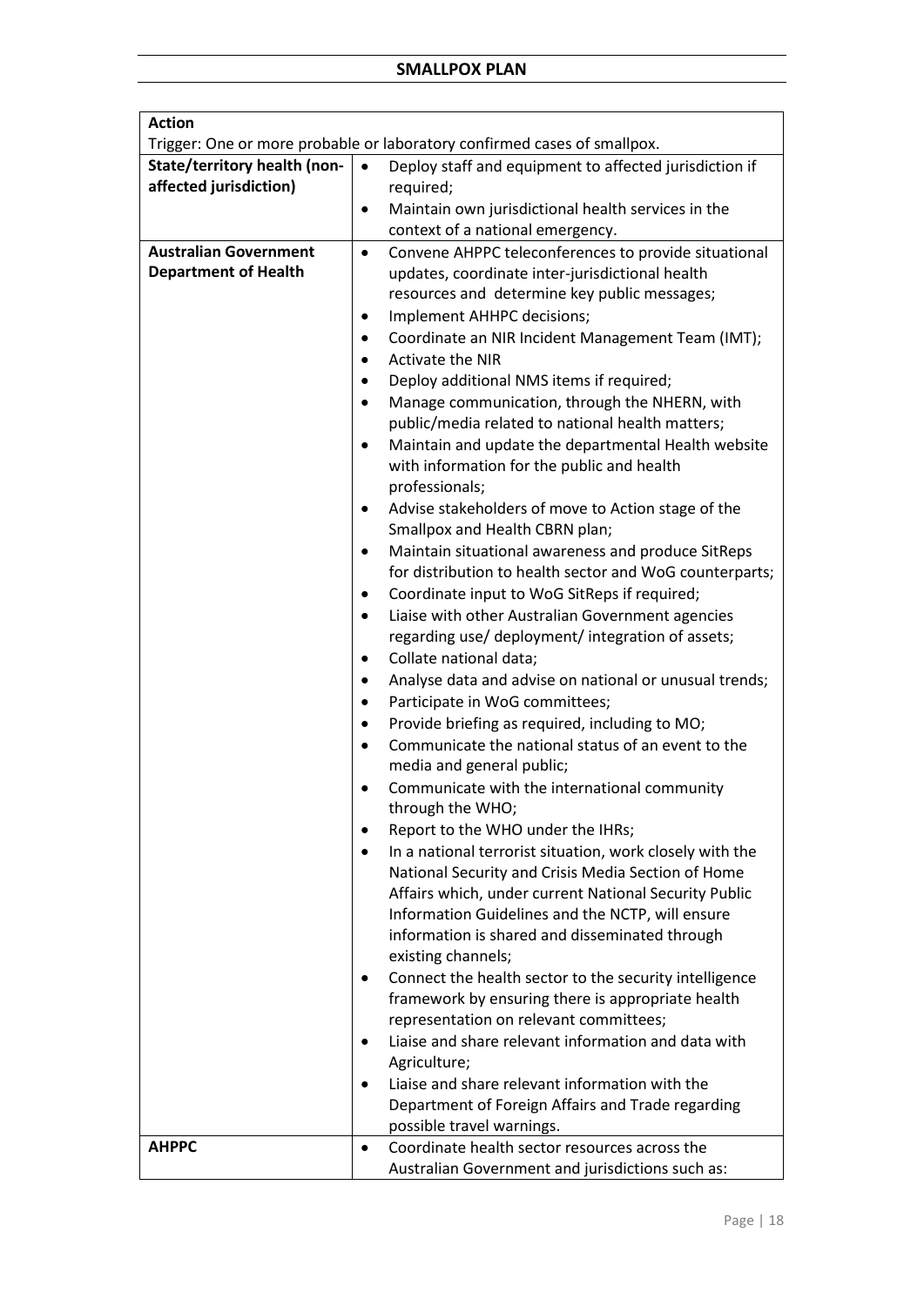| Action | |
|---|---|
| Trigger: One or more probable or laboratory confirmed cases of smallpox. | |
| **State/territory health (non-affected jurisdiction)** | • Deploy staff and equipment to affected jurisdiction if required;<br>• Maintain own jurisdictional health services in the context of a national emergency. |
| **Australian Government Department of Health** | • Convene AHPPC teleconferences to provide situational updates, coordinate inter-jurisdictional health resources and determine key public messages;<br>• Implement AHHPC decisions;<br>• Coordinate an NIR Incident Management Team (IMT);<br>• Activate the NIR<br>• Deploy additional NMS items if required;<br>• Manage communication, through the NHERN, with public/media related to national health matters;<br>• Maintain and update the departmental Health website with information for the public and health professionals;<br>• Advise stakeholders of move to Action stage of the Smallpox and Health CBRN plan;<br>• Maintain situational awareness and produce SitReps for distribution to health sector and WoG counterparts;<br>• Coordinate input to WoG SitReps if required;<br>• Liaise with other Australian Government agencies regarding use/ deployment/ integration of assets;<br>• Collate national data;<br>• Analyse data and advise on national or unusual trends;<br>• Participate in WoG committees;<br>• Provide briefing as required, including to MO;<br>• Communicate the national status of an event to the media and general public;<br>• Communicate with the international community through the WHO;<br>• Report to the WHO under the IHRs;<br>• In a national terrorist situation, work closely with the National Security and Crisis Media Section of Home Affairs which, under current National Security Public Information Guidelines and the NCTP, will ensure information is shared and disseminated through existing channels;<br>• Connect the health sector to the security intelligence framework by ensuring there is appropriate health representation on relevant committees;<br>• Liaise and share relevant information and data with Agriculture;<br>• Liaise and share relevant information with the Department of Foreign Affairs and Trade regarding possible travel warnings. |
| **AHPPC** | • Coordinate health sector resources across the Australian Government and jurisdictions such as: |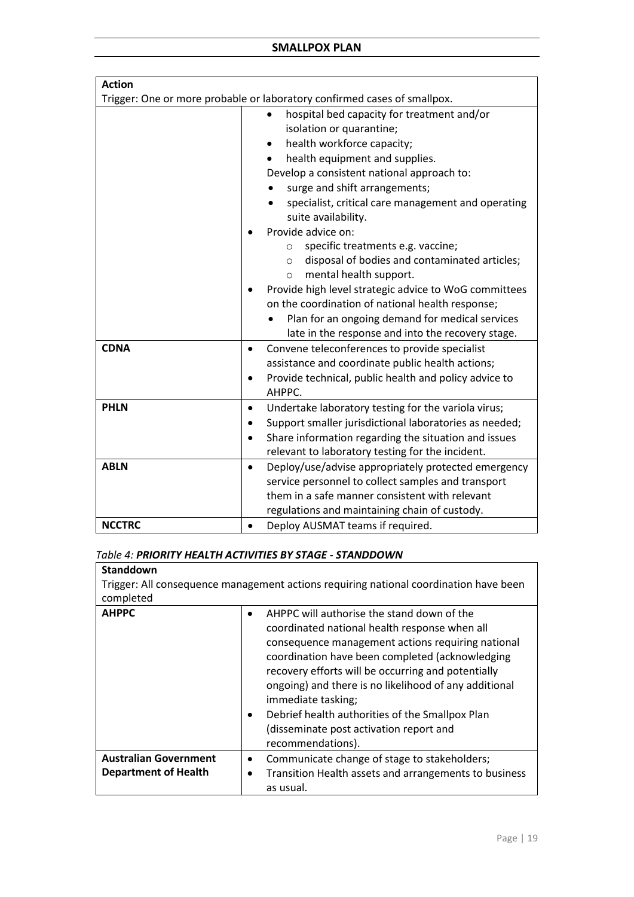| Action | |
|---|---|
| Trigger: One or more probable or laboratory confirmed cases of smallpox. | |
| | • hospital bed capacity for treatment and/or isolation or quarantine;<br>• health workforce capacity;<br>• health equipment and supplies.<br>Develop a consistent national approach to:<br>• surge and shift arrangements;<br>• specialist, critical care management and operating suite availability.<br>• Provide advice on:<br>  ○ specific treatments e.g. vaccine;<br>  ○ disposal of bodies and contaminated articles;<br>  ○ mental health support.<br>• Provide high level strategic advice to WoG committees on the coordination of national health response;<br>• Plan for an ongoing demand for medical services late in the response and into the recovery stage. |
| **CDNA** | • Convene teleconferences to provide specialist assistance and coordinate public health actions;<br>• Provide technical, public health and policy advice to AHPPC. |
| **PHLN** | • Undertake laboratory testing for the variola virus;<br>• Support smaller jurisdictional laboratories as needed;<br>• Share information regarding the situation and issues relevant to laboratory testing for the incident. |
| **ABLN** | • Deploy/use/advise appropriately protected emergency service personnel to collect samples and transport them in a safe manner consistent with relevant regulations and maintaining chain of custody. |
| **NCCTRC** | • Deploy AUSMAT teams if required. |

*Table 4: **PRIORITY HEALTH ACTIVITIES BY STAGE - STANDDOWN***

| Standdown | |
|---|---|
| Trigger: All consequence management actions requiring national coordination have been completed | |
| **AHPPC** | • AHPPC will authorise the stand down of the coordinated national health response when all consequence management actions requiring national coordination have been completed (acknowledging recovery efforts will be occurring and potentially ongoing) and there is no likelihood of any additional immediate tasking;<br>• Debrief health authorities of the Smallpox Plan (disseminate post activation report and recommendations). |
| **Australian Government Department of Health** | • Communicate change of stage to stakeholders;<br>• Transition Health assets and arrangements to business as usual. |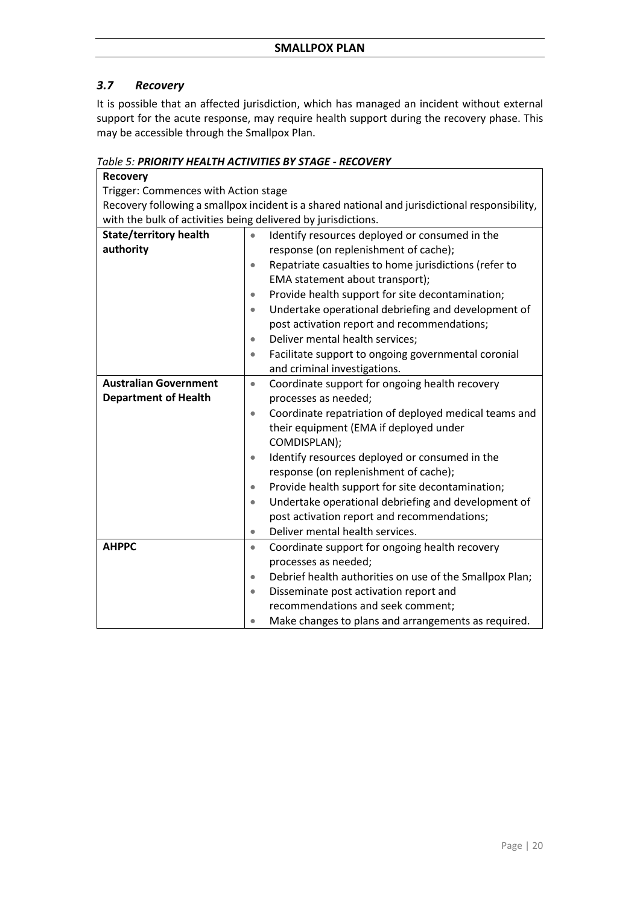## *3.7 Recovery*

It is possible that an affected jurisdiction, which has managed an incident without external support for the acute response, may require health support during the recovery phase. This may be accessible through the Smallpox Plan.

*Table 5: **PRIORITY HEALTH ACTIVITIES BY STAGE - RECOVERY***

| **Recovery**<br>Trigger: Commences with Action stage<br>Recovery following a smallpox incident is a shared national and jurisdictional responsibility, with the bulk of activities being delivered by jurisdictions. | |
|---|---|
| **State/territory health authority** | • Identify resources deployed or consumed in the response (on replenishment of cache);<br>• Repatriate casualties to home jurisdictions (refer to EMA statement about transport);<br>• Provide health support for site decontamination;<br>• Undertake operational debriefing and development of post activation report and recommendations;<br>• Deliver mental health services;<br>• Facilitate support to ongoing governmental coronial and criminal investigations. |
| **Australian Government Department of Health** | • Coordinate support for ongoing health recovery processes as needed;<br>• Coordinate repatriation of deployed medical teams and their equipment (EMA if deployed under COMDISPLAN);<br>• Identify resources deployed or consumed in the response (on replenishment of cache);<br>• Provide health support for site decontamination;<br>• Undertake operational debriefing and development of post activation report and recommendations;<br>• Deliver mental health services. |
| **AHPPC** | • Coordinate support for ongoing health recovery processes as needed;<br>• Debrief health authorities on use of the Smallpox Plan;<br>• Disseminate post activation report and recommendations and seek comment;<br>• Make changes to plans and arrangements as required. |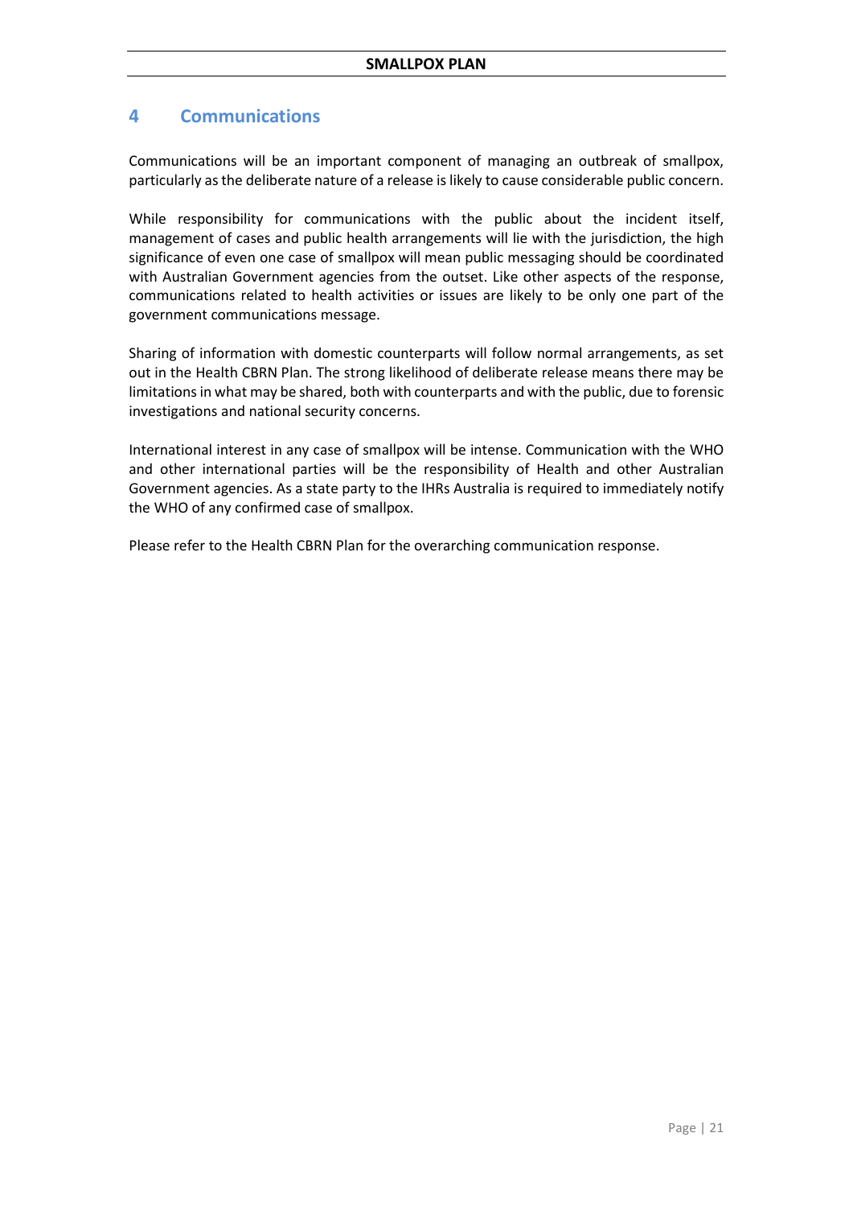# 4 Communications

Communications will be an important component of managing an outbreak of smallpox, particularly as the deliberate nature of a release is likely to cause considerable public concern.

While responsibility for communications with the public about the incident itself, management of cases and public health arrangements will lie with the jurisdiction, the high significance of even one case of smallpox will mean public messaging should be coordinated with Australian Government agencies from the outset. Like other aspects of the response, communications related to health activities or issues are likely to be only one part of the government communications message.

Sharing of information with domestic counterparts will follow normal arrangements, as set out in the Health CBRN Plan. The strong likelihood of deliberate release means there may be limitations in what may be shared, both with counterparts and with the public, due to forensic investigations and national security concerns.

International interest in any case of smallpox will be intense. Communication with the WHO and other international parties will be the responsibility of Health and other Australian Government agencies. As a state party to the IHRs Australia is required to immediately notify the WHO of any confirmed case of smallpox.

Please refer to the Health CBRN Plan for the overarching communication response.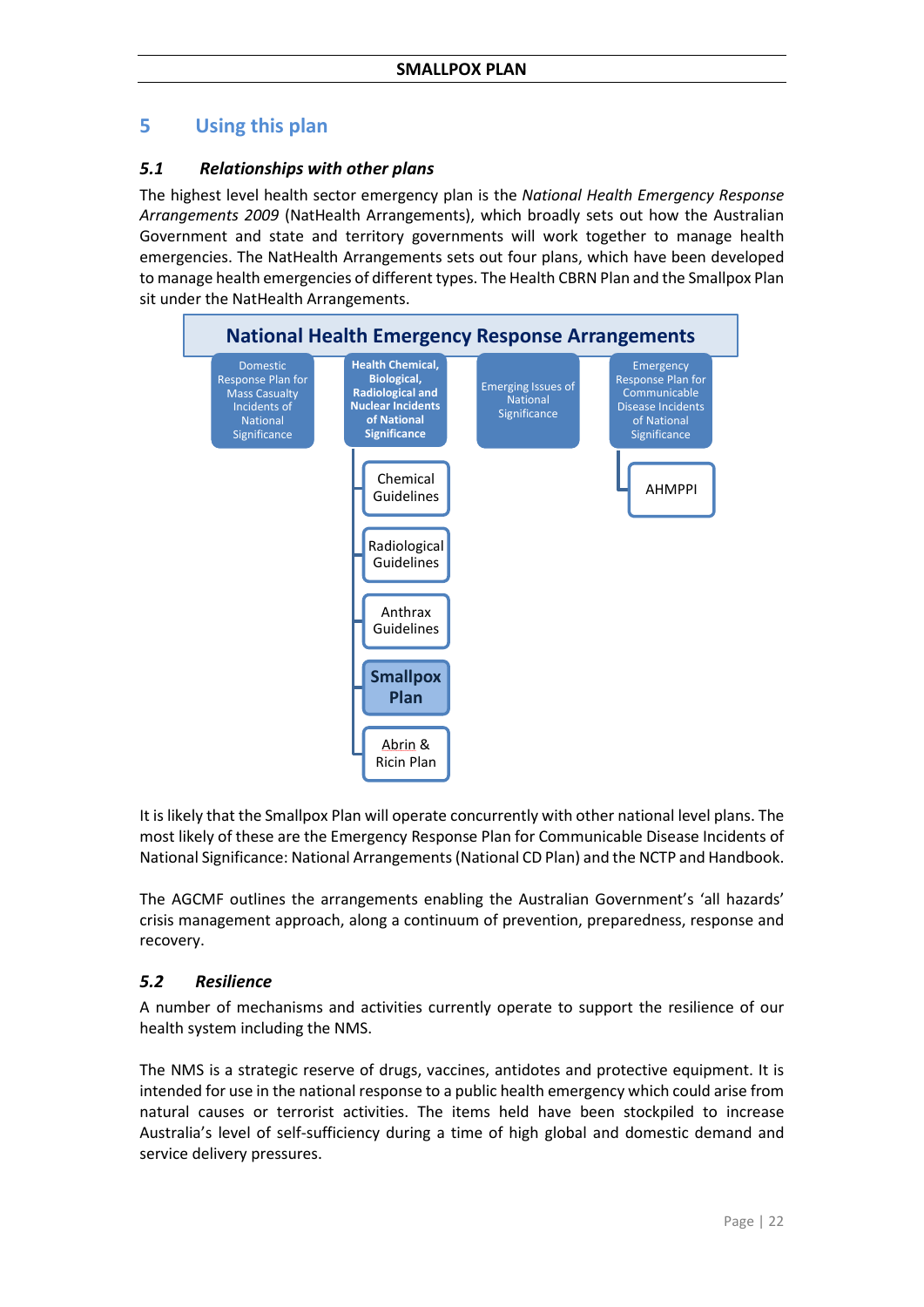## 5 Using this plan

### 5.1 Relationships with other plans

The highest level health sector emergency plan is the *National Health Emergency Response Arrangements 2009* (NatHealth Arrangements), which broadly sets out how the Australian Government and state and territory governments will work together to manage health emergencies. The NatHealth Arrangements sets out four plans, which have been developed to manage health emergencies of different types. The Health CBRN Plan and the Smallpox Plan sit under the NatHealth Arrangements.

**National Health Emergency Response Arrangements**

- Domestic Response Plan for Mass Casualty Incidents of National Significance
- **Health Chemical, Biological, Radiological and Nuclear Incidents of National Significance**
  - Chemical Guidelines
  - Radiological Guidelines
  - Anthrax Guidelines
  - **Smallpox Plan**
  - Abrin & Ricin Plan
- Emerging Issues of National Significance
- Emergency Response Plan for Communicable Disease Incidents of National Significance
  - AHMPPI

It is likely that the Smallpox Plan will operate concurrently with other national level plans. The most likely of these are the Emergency Response Plan for Communicable Disease Incidents of National Significance: National Arrangements (National CD Plan) and the NCTP and Handbook.

The AGCMF outlines the arrangements enabling the Australian Government's 'all hazards' crisis management approach, along a continuum of prevention, preparedness, response and recovery.

### 5.2 Resilience

A number of mechanisms and activities currently operate to support the resilience of our health system including the NMS.

The NMS is a strategic reserve of drugs, vaccines, antidotes and protective equipment. It is intended for use in the national response to a public health emergency which could arise from natural causes or terrorist activities. The items held have been stockpiled to increase Australia's level of self-sufficiency during a time of high global and domestic demand and service delivery pressures.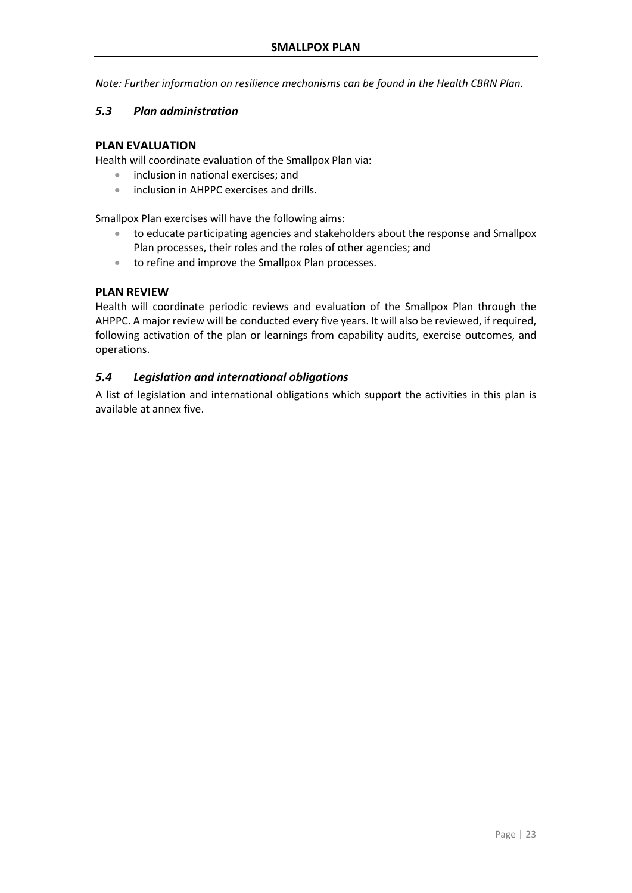*Note: Further information on resilience mechanisms can be found in the Health CBRN Plan.*

## *5.3 Plan administration*

### PLAN EVALUATION

Health will coordinate evaluation of the Smallpox Plan via:

- inclusion in national exercises; and
- inclusion in AHPPC exercises and drills.

Smallpox Plan exercises will have the following aims:

- to educate participating agencies and stakeholders about the response and Smallpox Plan processes, their roles and the roles of other agencies; and
- to refine and improve the Smallpox Plan processes.

### PLAN REVIEW

Health will coordinate periodic reviews and evaluation of the Smallpox Plan through the AHPPC. A major review will be conducted every five years. It will also be reviewed, if required, following activation of the plan or learnings from capability audits, exercise outcomes, and operations.

## *5.4 Legislation and international obligations*

A list of legislation and international obligations which support the activities in this plan is available at annex five.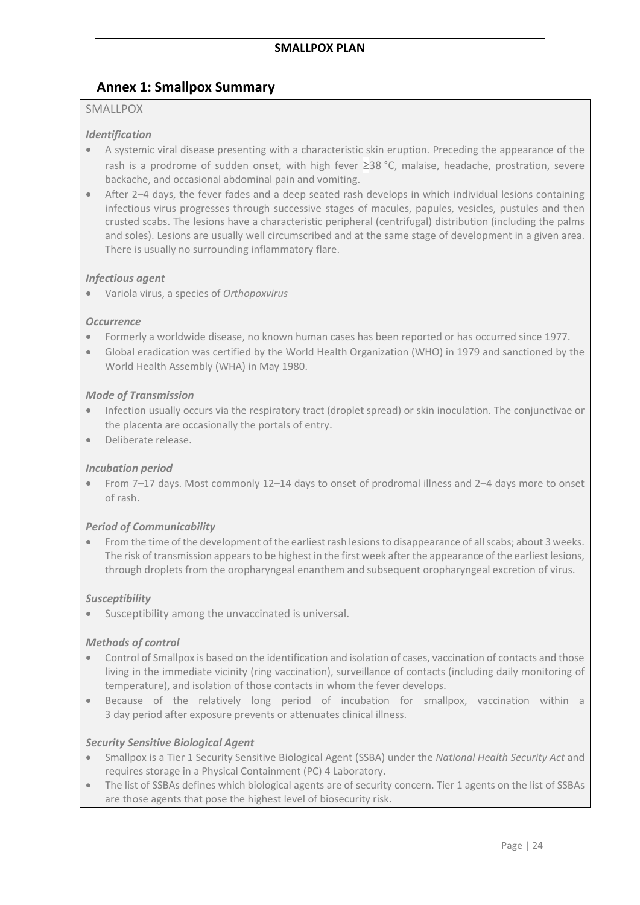## Annex 1: Smallpox Summary

SMALLPOX

***Identification***

- A systemic viral disease presenting with a characteristic skin eruption. Preceding the appearance of the rash is a prodrome of sudden onset, with high fever ≥38 °C, malaise, headache, prostration, severe backache, and occasional abdominal pain and vomiting.
- After 2–4 days, the fever fades and a deep seated rash develops in which individual lesions containing infectious virus progresses through successive stages of macules, papules, vesicles, pustules and then crusted scabs. The lesions have a characteristic peripheral (centrifugal) distribution (including the palms and soles). Lesions are usually well circumscribed and at the same stage of development in a given area. There is usually no surrounding inflammatory flare.

***Infectious agent***

- Variola virus, a species of *Orthopoxvirus*

***Occurrence***

- Formerly a worldwide disease, no known human cases has been reported or has occurred since 1977.
- Global eradication was certified by the World Health Organization (WHO) in 1979 and sanctioned by the World Health Assembly (WHA) in May 1980.

***Mode of Transmission***

- Infection usually occurs via the respiratory tract (droplet spread) or skin inoculation. The conjunctivae or the placenta are occasionally the portals of entry.
- Deliberate release.

***Incubation period***

- From 7–17 days. Most commonly 12–14 days to onset of prodromal illness and 2–4 days more to onset of rash.

***Period of Communicability***

- From the time of the development of the earliest rash lesions to disappearance of all scabs; about 3 weeks. The risk of transmission appears to be highest in the first week after the appearance of the earliest lesions, through droplets from the oropharyngeal enanthem and subsequent oropharyngeal excretion of virus.

***Susceptibility***

- Susceptibility among the unvaccinated is universal.

***Methods of control***

- Control of Smallpox is based on the identification and isolation of cases, vaccination of contacts and those living in the immediate vicinity (ring vaccination), surveillance of contacts (including daily monitoring of temperature), and isolation of those contacts in whom the fever develops.
- Because of the relatively long period of incubation for smallpox, vaccination within a 3 day period after exposure prevents or attenuates clinical illness.

***Security Sensitive Biological Agent***

- Smallpox is a Tier 1 Security Sensitive Biological Agent (SSBA) under the *National Health Security Act* and requires storage in a Physical Containment (PC) 4 Laboratory.
- The list of SSBAs defines which biological agents are of security concern. Tier 1 agents on the list of SSBAs are those agents that pose the highest level of biosecurity risk.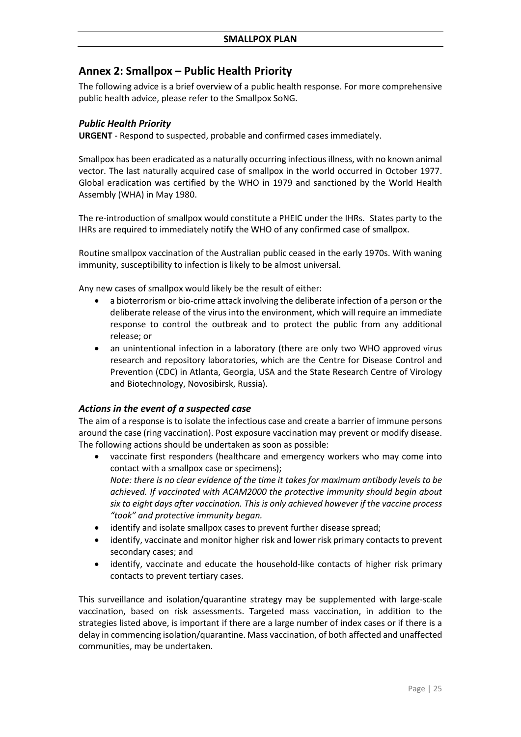## Annex 2: Smallpox – Public Health Priority

The following advice is a brief overview of a public health response. For more comprehensive public health advice, please refer to the Smallpox SoNG.

### *Public Health Priority*

**URGENT** - Respond to suspected, probable and confirmed cases immediately.

Smallpox has been eradicated as a naturally occurring infectious illness, with no known animal vector. The last naturally acquired case of smallpox in the world occurred in October 1977. Global eradication was certified by the WHO in 1979 and sanctioned by the World Health Assembly (WHA) in May 1980.

The re-introduction of smallpox would constitute a PHEIC under the IHRs. States party to the IHRs are required to immediately notify the WHO of any confirmed case of smallpox.

Routine smallpox vaccination of the Australian public ceased in the early 1970s. With waning immunity, susceptibility to infection is likely to be almost universal.

Any new cases of smallpox would likely be the result of either:

- a bioterrorism or bio-crime attack involving the deliberate infection of a person or the deliberate release of the virus into the environment, which will require an immediate response to control the outbreak and to protect the public from any additional release; or
- an unintentional infection in a laboratory (there are only two WHO approved virus research and repository laboratories, which are the Centre for Disease Control and Prevention (CDC) in Atlanta, Georgia, USA and the State Research Centre of Virology and Biotechnology, Novosibirsk, Russia).

### *Actions in the event of a suspected case*

The aim of a response is to isolate the infectious case and create a barrier of immune persons around the case (ring vaccination). Post exposure vaccination may prevent or modify disease. The following actions should be undertaken as soon as possible:

- vaccinate first responders (healthcare and emergency workers who may come into contact with a smallpox case or specimens);
  *Note: there is no clear evidence of the time it takes for maximum antibody levels to be achieved. If vaccinated with ACAM2000 the protective immunity should begin about six to eight days after vaccination. This is only achieved however if the vaccine process "took" and protective immunity began.*
- identify and isolate smallpox cases to prevent further disease spread;
- identify, vaccinate and monitor higher risk and lower risk primary contacts to prevent secondary cases; and
- identify, vaccinate and educate the household-like contacts of higher risk primary contacts to prevent tertiary cases.

This surveillance and isolation/quarantine strategy may be supplemented with large-scale vaccination, based on risk assessments. Targeted mass vaccination, in addition to the strategies listed above, is important if there are a large number of index cases or if there is a delay in commencing isolation/quarantine. Mass vaccination, of both affected and unaffected communities, may be undertaken.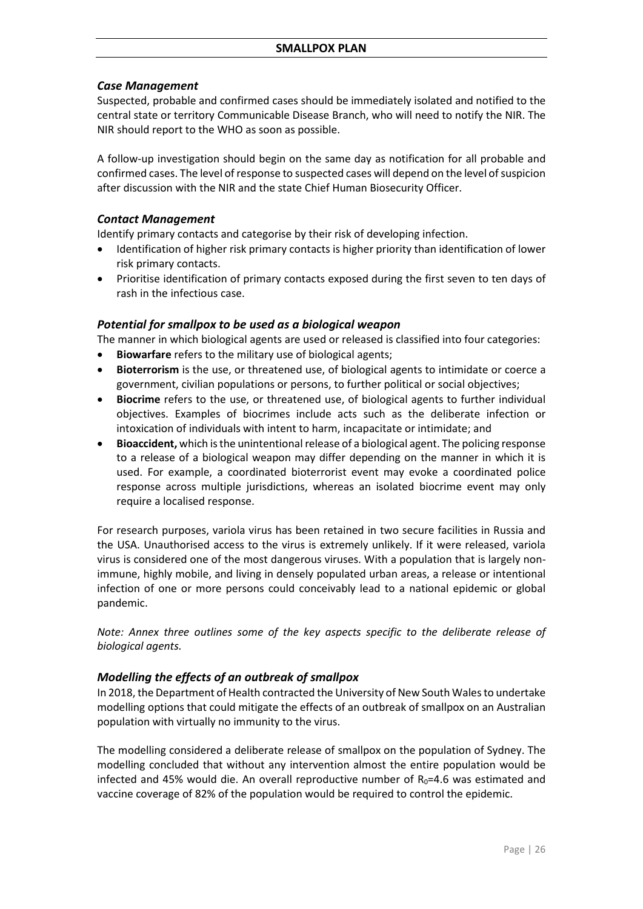### *Case Management*

Suspected, probable and confirmed cases should be immediately isolated and notified to the central state or territory Communicable Disease Branch, who will need to notify the NIR. The NIR should report to the WHO as soon as possible.

A follow-up investigation should begin on the same day as notification for all probable and confirmed cases. The level of response to suspected cases will depend on the level of suspicion after discussion with the NIR and the state Chief Human Biosecurity Officer.

### *Contact Management*

Identify primary contacts and categorise by their risk of developing infection.

- Identification of higher risk primary contacts is higher priority than identification of lower risk primary contacts.
- Prioritise identification of primary contacts exposed during the first seven to ten days of rash in the infectious case.

### *Potential for smallpox to be used as a biological weapon*

The manner in which biological agents are used or released is classified into four categories:

- **Biowarfare** refers to the military use of biological agents;
- **Bioterrorism** is the use, or threatened use, of biological agents to intimidate or coerce a government, civilian populations or persons, to further political or social objectives;
- **Biocrime** refers to the use, or threatened use, of biological agents to further individual objectives. Examples of biocrimes include acts such as the deliberate infection or intoxication of individuals with intent to harm, incapacitate or intimidate; and
- **Bioaccident,** which is the unintentional release of a biological agent. The policing response to a release of a biological weapon may differ depending on the manner in which it is used. For example, a coordinated bioterrorist event may evoke a coordinated police response across multiple jurisdictions, whereas an isolated biocrime event may only require a localised response.

For research purposes, variola virus has been retained in two secure facilities in Russia and the USA. Unauthorised access to the virus is extremely unlikely. If it were released, variola virus is considered one of the most dangerous viruses. With a population that is largely non-immune, highly mobile, and living in densely populated urban areas, a release or intentional infection of one or more persons could conceivably lead to a national epidemic or global pandemic.

*Note: Annex three outlines some of the key aspects specific to the deliberate release of biological agents.*

### *Modelling the effects of an outbreak of smallpox*

In 2018, the Department of Health contracted the University of New South Wales to undertake modelling options that could mitigate the effects of an outbreak of smallpox on an Australian population with virtually no immunity to the virus.

The modelling considered a deliberate release of smallpox on the population of Sydney. The modelling concluded that without any intervention almost the entire population would be infected and 45% would die. An overall reproductive number of $R_0$=4.6 was estimated and vaccine coverage of 82% of the population would be required to control the epidemic.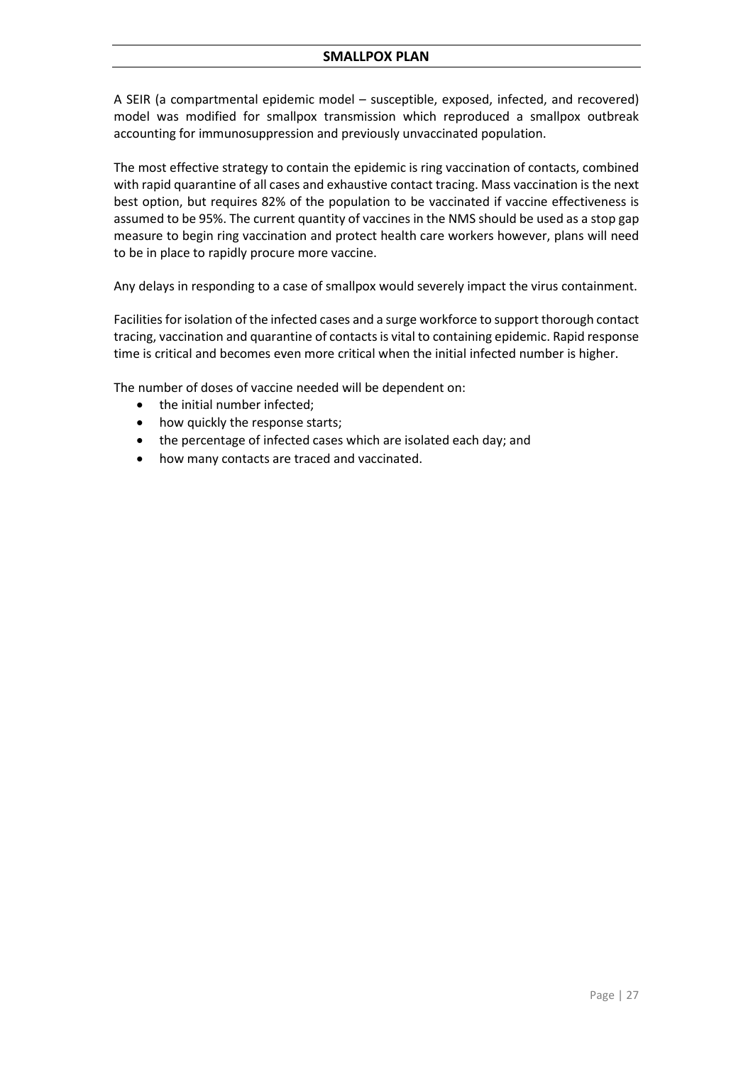# SMALLPOX PLAN

A SEIR (a compartmental epidemic model – susceptible, exposed, infected, and recovered) model was modified for smallpox transmission which reproduced a smallpox outbreak accounting for immunosuppression and previously unvaccinated population.

The most effective strategy to contain the epidemic is ring vaccination of contacts, combined with rapid quarantine of all cases and exhaustive contact tracing. Mass vaccination is the next best option, but requires 82% of the population to be vaccinated if vaccine effectiveness is assumed to be 95%. The current quantity of vaccines in the NMS should be used as a stop gap measure to begin ring vaccination and protect health care workers however, plans will need to be in place to rapidly procure more vaccine.

Any delays in responding to a case of smallpox would severely impact the virus containment.

Facilities for isolation of the infected cases and a surge workforce to support thorough contact tracing, vaccination and quarantine of contacts is vital to containing epidemic. Rapid response time is critical and becomes even more critical when the initial infected number is higher.

The number of doses of vaccine needed will be dependent on:

- the initial number infected;
- how quickly the response starts;
- the percentage of infected cases which are isolated each day; and
- how many contacts are traced and vaccinated.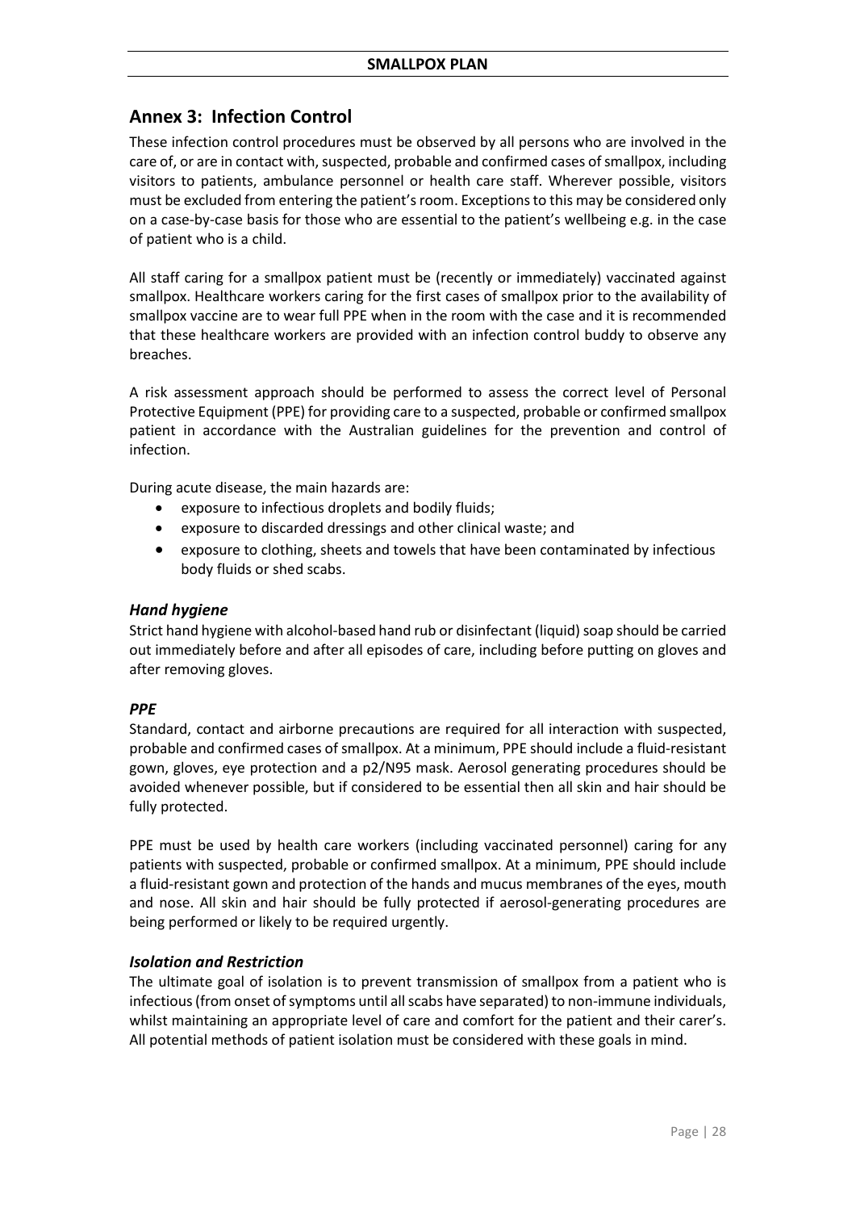## Annex 3: Infection Control

These infection control procedures must be observed by all persons who are involved in the care of, or are in contact with, suspected, probable and confirmed cases of smallpox, including visitors to patients, ambulance personnel or health care staff. Wherever possible, visitors must be excluded from entering the patient's room. Exceptions to this may be considered only on a case-by-case basis for those who are essential to the patient's wellbeing e.g. in the case of patient who is a child.

All staff caring for a smallpox patient must be (recently or immediately) vaccinated against smallpox. Healthcare workers caring for the first cases of smallpox prior to the availability of smallpox vaccine are to wear full PPE when in the room with the case and it is recommended that these healthcare workers are provided with an infection control buddy to observe any breaches.

A risk assessment approach should be performed to assess the correct level of Personal Protective Equipment (PPE) for providing care to a suspected, probable or confirmed smallpox patient in accordance with the Australian guidelines for the prevention and control of infection.

During acute disease, the main hazards are:

- exposure to infectious droplets and bodily fluids;
- exposure to discarded dressings and other clinical waste; and
- exposure to clothing, sheets and towels that have been contaminated by infectious body fluids or shed scabs.

### *Hand hygiene*

Strict hand hygiene with alcohol-based hand rub or disinfectant (liquid) soap should be carried out immediately before and after all episodes of care, including before putting on gloves and after removing gloves.

### *PPE*

Standard, contact and airborne precautions are required for all interaction with suspected, probable and confirmed cases of smallpox. At a minimum, PPE should include a fluid-resistant gown, gloves, eye protection and a p2/N95 mask. Aerosol generating procedures should be avoided whenever possible, but if considered to be essential then all skin and hair should be fully protected.

PPE must be used by health care workers (including vaccinated personnel) caring for any patients with suspected, probable or confirmed smallpox. At a minimum, PPE should include a fluid-resistant gown and protection of the hands and mucus membranes of the eyes, mouth and nose. All skin and hair should be fully protected if aerosol-generating procedures are being performed or likely to be required urgently.

### *Isolation and Restriction*

The ultimate goal of isolation is to prevent transmission of smallpox from a patient who is infectious (from onset of symptoms until all scabs have separated) to non-immune individuals, whilst maintaining an appropriate level of care and comfort for the patient and their carer's. All potential methods of patient isolation must be considered with these goals in mind.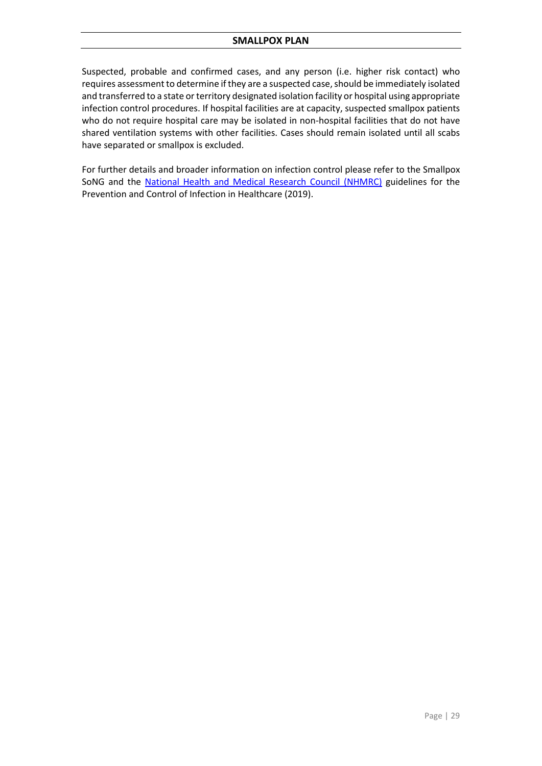Suspected, probable and confirmed cases, and any person (i.e. higher risk contact) who requires assessment to determine if they are a suspected case, should be immediately isolated and transferred to a state or territory designated isolation facility or hospital using appropriate infection control procedures. If hospital facilities are at capacity, suspected smallpox patients who do not require hospital care may be isolated in non-hospital facilities that do not have shared ventilation systems with other facilities. Cases should remain isolated until all scabs have separated or smallpox is excluded.

For further details and broader information on infection control please refer to the Smallpox SoNG and the National Health and Medical Research Council (NHMRC) guidelines for the Prevention and Control of Infection in Healthcare (2019).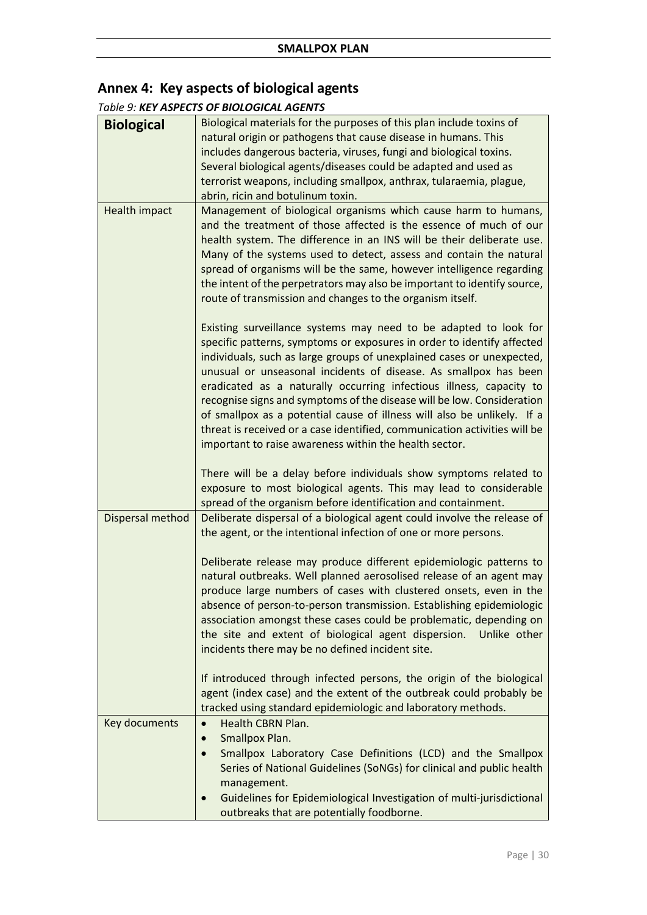## Annex 4: Key aspects of biological agents

*Table 9:* ***KEY ASPECTS OF BIOLOGICAL AGENTS***

| **Biological** | Biological materials for the purposes of this plan include toxins of natural origin or pathogens that cause disease in humans. This includes dangerous bacteria, viruses, fungi and biological toxins. Several biological agents/diseases could be adapted and used as terrorist weapons, including smallpox, anthrax, tularaemia, plague, abrin, ricin and botulinum toxin. |
|---|---|
| Health impact | Management of biological organisms which cause harm to humans, and the treatment of those affected is the essence of much of our health system. The difference in an INS will be their deliberate use. Many of the systems used to detect, assess and contain the natural spread of organisms will be the same, however intelligence regarding the intent of the perpetrators may also be important to identify source, route of transmission and changes to the organism itself.<br><br>Existing surveillance systems may need to be adapted to look for specific patterns, symptoms or exposures in order to identify affected individuals, such as large groups of unexplained cases or unexpected, unusual or unseasonal incidents of disease. As smallpox has been eradicated as a naturally occurring infectious illness, capacity to recognise signs and symptoms of the disease will be low. Consideration of smallpox as a potential cause of illness will also be unlikely. If a threat is received or a case identified, communication activities will be important to raise awareness within the health sector.<br><br>There will be a delay before individuals show symptoms related to exposure to most biological agents. This may lead to considerable spread of the organism before identification and containment. |
| Dispersal method | Deliberate dispersal of a biological agent could involve the release of the agent, or the intentional infection of one or more persons.<br><br>Deliberate release may produce different epidemiologic patterns to natural outbreaks. Well planned aerosolised release of an agent may produce large numbers of cases with clustered onsets, even in the absence of person-to-person transmission. Establishing epidemiologic association amongst these cases could be problematic, depending on the site and extent of biological agent dispersion. Unlike other incidents there may be no defined incident site.<br><br>If introduced through infected persons, the origin of the biological agent (index case) and the extent of the outbreak could probably be tracked using standard epidemiologic and laboratory methods. |
| Key documents | • Health CBRN Plan.<br>• Smallpox Plan.<br>• Smallpox Laboratory Case Definitions (LCD) and the Smallpox Series of National Guidelines (SoNGs) for clinical and public health management.<br>• Guidelines for Epidemiological Investigation of multi-jurisdictional outbreaks that are potentially foodborne. |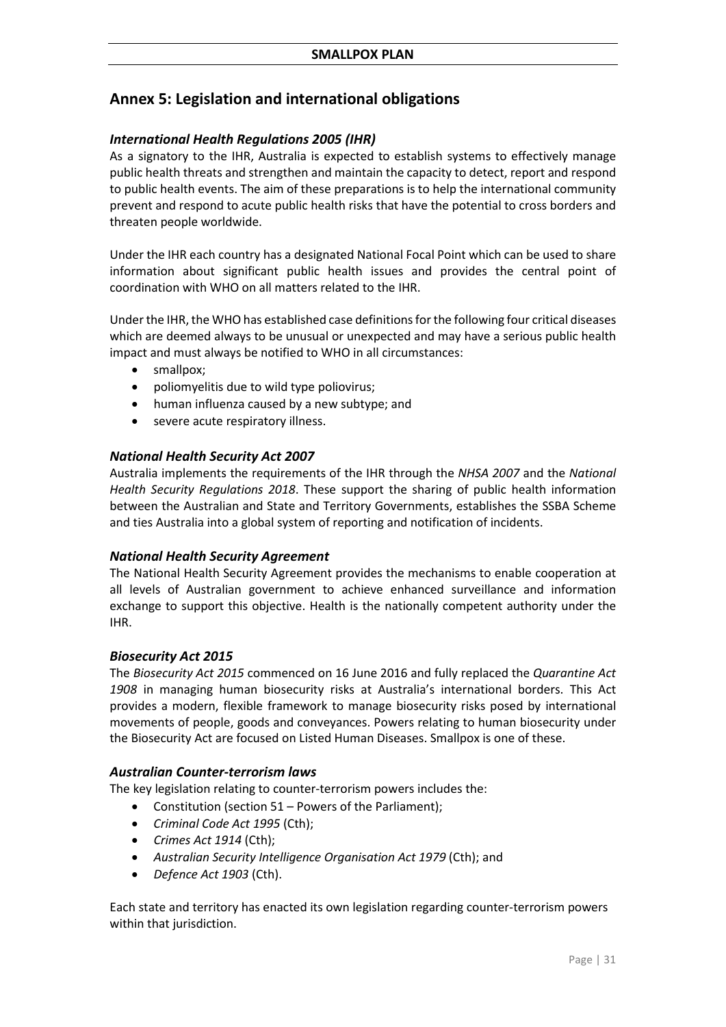## Annex 5: Legislation and international obligations

### *International Health Regulations 2005 (IHR)*

As a signatory to the IHR, Australia is expected to establish systems to effectively manage public health threats and strengthen and maintain the capacity to detect, report and respond to public health events. The aim of these preparations is to help the international community prevent and respond to acute public health risks that have the potential to cross borders and threaten people worldwide.

Under the IHR each country has a designated National Focal Point which can be used to share information about significant public health issues and provides the central point of coordination with WHO on all matters related to the IHR.

Under the IHR, the WHO has established case definitions for the following four critical diseases which are deemed always to be unusual or unexpected and may have a serious public health impact and must always be notified to WHO in all circumstances:

- smallpox;
- poliomyelitis due to wild type poliovirus;
- human influenza caused by a new subtype; and
- severe acute respiratory illness.

### *National Health Security Act 2007*

Australia implements the requirements of the IHR through the *NHSA 2007* and the *National Health Security Regulations 2018*. These support the sharing of public health information between the Australian and State and Territory Governments, establishes the SSBA Scheme and ties Australia into a global system of reporting and notification of incidents.

### *National Health Security Agreement*

The National Health Security Agreement provides the mechanisms to enable cooperation at all levels of Australian government to achieve enhanced surveillance and information exchange to support this objective. Health is the nationally competent authority under the IHR.

### *Biosecurity Act 2015*

The *Biosecurity Act 2015* commenced on 16 June 2016 and fully replaced the *Quarantine Act 1908* in managing human biosecurity risks at Australia's international borders. This Act provides a modern, flexible framework to manage biosecurity risks posed by international movements of people, goods and conveyances. Powers relating to human biosecurity under the Biosecurity Act are focused on Listed Human Diseases. Smallpox is one of these.

### *Australian Counter-terrorism laws*

The key legislation relating to counter-terrorism powers includes the:

- Constitution (section 51 – Powers of the Parliament);
- *Criminal Code Act 1995* (Cth);
- *Crimes Act 1914* (Cth);
- *Australian Security Intelligence Organisation Act 1979* (Cth); and
- *Defence Act 1903* (Cth).

Each state and territory has enacted its own legislation regarding counter-terrorism powers within that jurisdiction.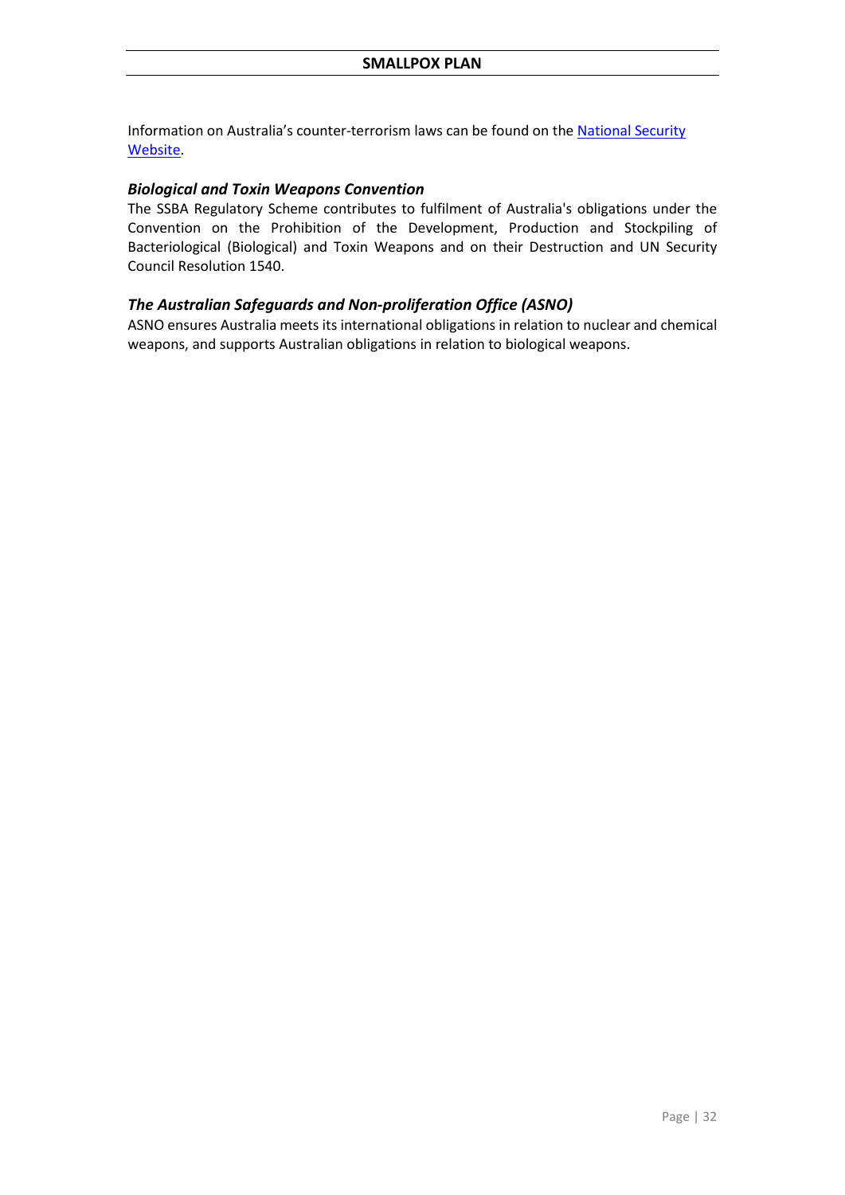Information on Australia's counter-terrorism laws can be found on the [National Security Website](National Security Website).

### *Biological and Toxin Weapons Convention*

The SSBA Regulatory Scheme contributes to fulfilment of Australia's obligations under the Convention on the Prohibition of the Development, Production and Stockpiling of Bacteriological (Biological) and Toxin Weapons and on their Destruction and UN Security Council Resolution 1540.

### *The Australian Safeguards and Non-proliferation Office (ASNO)*

ASNO ensures Australia meets its international obligations in relation to nuclear and chemical weapons, and supports Australian obligations in relation to biological weapons.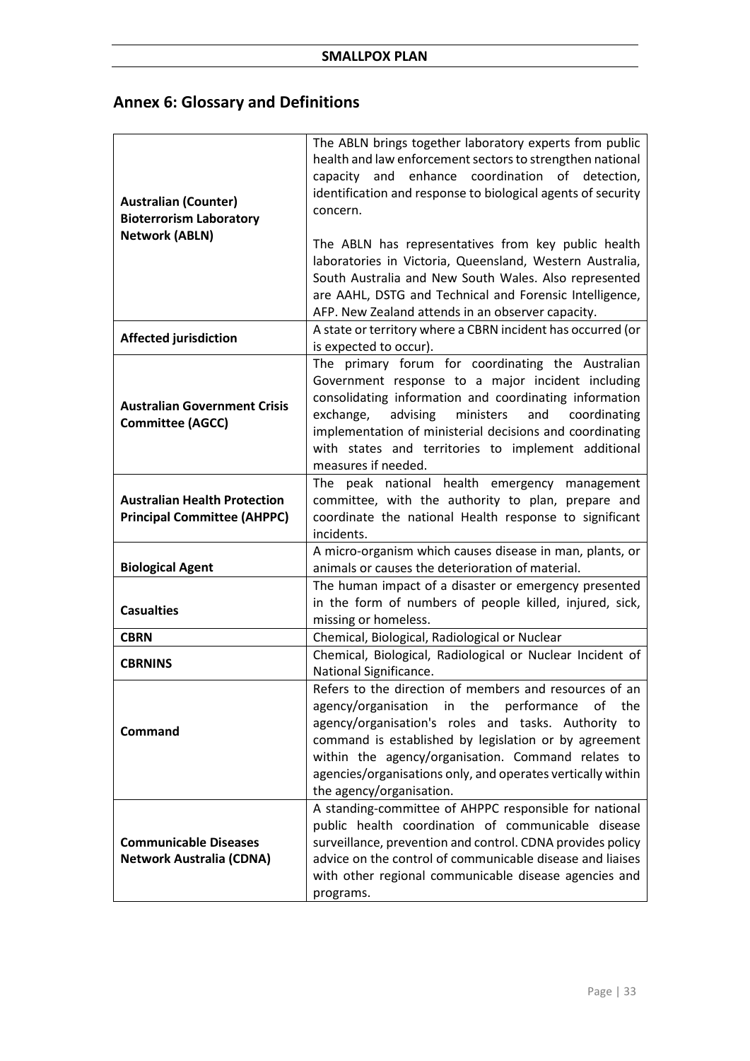## Annex 6: Glossary and Definitions

| Term | Definition |
|---|---|
| **Australian (Counter) Bioterrorism Laboratory Network (ABLN)** | The ABLN brings together laboratory experts from public health and law enforcement sectors to strengthen national capacity and enhance coordination of detection, identification and response to biological agents of security concern.<br><br>The ABLN has representatives from key public health laboratories in Victoria, Queensland, Western Australia, South Australia and New South Wales. Also represented are AAHL, DSTG and Technical and Forensic Intelligence, AFP. New Zealand attends in an observer capacity. |
| **Affected jurisdiction** | A state or territory where a CBRN incident has occurred (or is expected to occur). |
| **Australian Government Crisis Committee (AGCC)** | The primary forum for coordinating the Australian Government response to a major incident including consolidating information and coordinating information exchange, advising ministers and coordinating implementation of ministerial decisions and coordinating with states and territories to implement additional measures if needed. |
| **Australian Health Protection Principal Committee (AHPPC)** | The peak national health emergency management committee, with the authority to plan, prepare and coordinate the national Health response to significant incidents. |
| **Biological Agent** | A micro-organism which causes disease in man, plants, or animals or causes the deterioration of material. |
| **Casualties** | The human impact of a disaster or emergency presented in the form of numbers of people killed, injured, sick, missing or homeless. |
| **CBRN** | Chemical, Biological, Radiological or Nuclear |
| **CBRNINS** | Chemical, Biological, Radiological or Nuclear Incident of National Significance. |
| **Command** | Refers to the direction of members and resources of an agency/organisation in the performance of the agency/organisation's roles and tasks. Authority to command is established by legislation or by agreement within the agency/organisation. Command relates to agencies/organisations only, and operates vertically within the agency/organisation. |
| **Communicable Diseases Network Australia (CDNA)** | A standing-committee of AHPPC responsible for national public health coordination of communicable disease surveillance, prevention and control. CDNA provides policy advice on the control of communicable disease and liaises with other regional communicable disease agencies and programs. |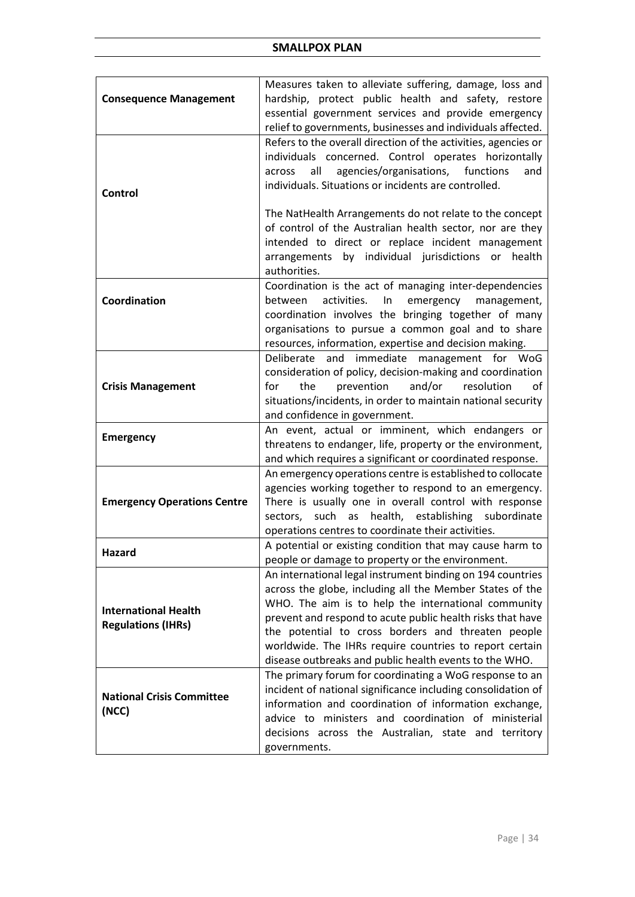| | |
|---|---|
| **Consequence Management** | Measures taken to alleviate suffering, damage, loss and hardship, protect public health and safety, restore essential government services and provide emergency relief to governments, businesses and individuals affected. |
| **Control** | Refers to the overall direction of the activities, agencies or individuals concerned. Control operates horizontally across all agencies/organisations, functions and individuals. Situations or incidents are controlled.<br><br>The NatHealth Arrangements do not relate to the concept of control of the Australian health sector, nor are they intended to direct or replace incident management arrangements by individual jurisdictions or health authorities. |
| **Coordination** | Coordination is the act of managing inter-dependencies between activities. In emergency management, coordination involves the bringing together of many organisations to pursue a common goal and to share resources, information, expertise and decision making. |
| **Crisis Management** | Deliberate and immediate management for WoG consideration of policy, decision-making and coordination for the prevention and/or resolution of situations/incidents, in order to maintain national security and confidence in government. |
| **Emergency** | An event, actual or imminent, which endangers or threatens to endanger, life, property or the environment, and which requires a significant or coordinated response. |
| **Emergency Operations Centre** | An emergency operations centre is established to collocate agencies working together to respond to an emergency. There is usually one in overall control with response sectors, such as health, establishing subordinate operations centres to coordinate their activities. |
| **Hazard** | A potential or existing condition that may cause harm to people or damage to property or the environment. |
| **International Health Regulations (IHRs)** | An international legal instrument binding on 194 countries across the globe, including all the Member States of the WHO. The aim is to help the international community prevent and respond to acute public health risks that have the potential to cross borders and threaten people worldwide. The IHRs require countries to report certain disease outbreaks and public health events to the WHO. |
| **National Crisis Committee (NCC)** | The primary forum for coordinating a WoG response to an incident of national significance including consolidation of information and coordination of information exchange, advice to ministers and coordination of ministerial decisions across the Australian, state and territory governments. |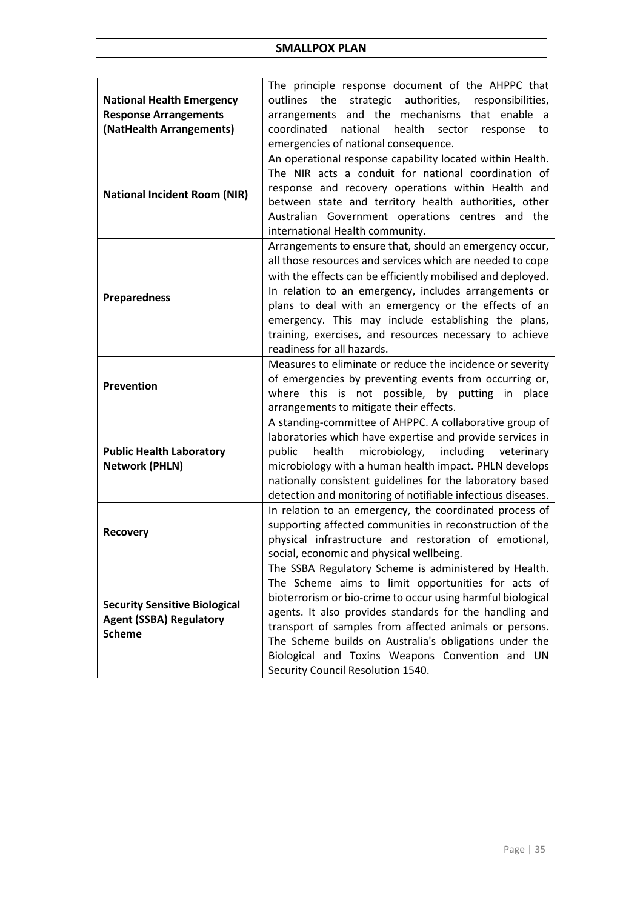| | |
|---|---|
| **National Health Emergency Response Arrangements (NatHealth Arrangements)** | The principle response document of the AHPPC that outlines the strategic authorities, responsibilities, arrangements and the mechanisms that enable a coordinated national health sector response to emergencies of national consequence. |
| **National Incident Room (NIR)** | An operational response capability located within Health. The NIR acts a conduit for national coordination of response and recovery operations within Health and between state and territory health authorities, other Australian Government operations centres and the international Health community. |
| **Preparedness** | Arrangements to ensure that, should an emergency occur, all those resources and services which are needed to cope with the effects can be efficiently mobilised and deployed. In relation to an emergency, includes arrangements or plans to deal with an emergency or the effects of an emergency. This may include establishing the plans, training, exercises, and resources necessary to achieve readiness for all hazards. |
| **Prevention** | Measures to eliminate or reduce the incidence or severity of emergencies by preventing events from occurring or, where this is not possible, by putting in place arrangements to mitigate their effects. |
| **Public Health Laboratory Network (PHLN)** | A standing-committee of AHPPC. A collaborative group of laboratories which have expertise and provide services in public health microbiology, including veterinary microbiology with a human health impact. PHLN develops nationally consistent guidelines for the laboratory based detection and monitoring of notifiable infectious diseases. |
| **Recovery** | In relation to an emergency, the coordinated process of supporting affected communities in reconstruction of the physical infrastructure and restoration of emotional, social, economic and physical wellbeing. |
| **Security Sensitive Biological Agent (SSBA) Regulatory Scheme** | The SSBA Regulatory Scheme is administered by Health. The Scheme aims to limit opportunities for acts of bioterrorism or bio-crime to occur using harmful biological agents. It also provides standards for the handling and transport of samples from affected animals or persons. The Scheme builds on Australia's obligations under the Biological and Toxins Weapons Convention and UN Security Council Resolution 1540. |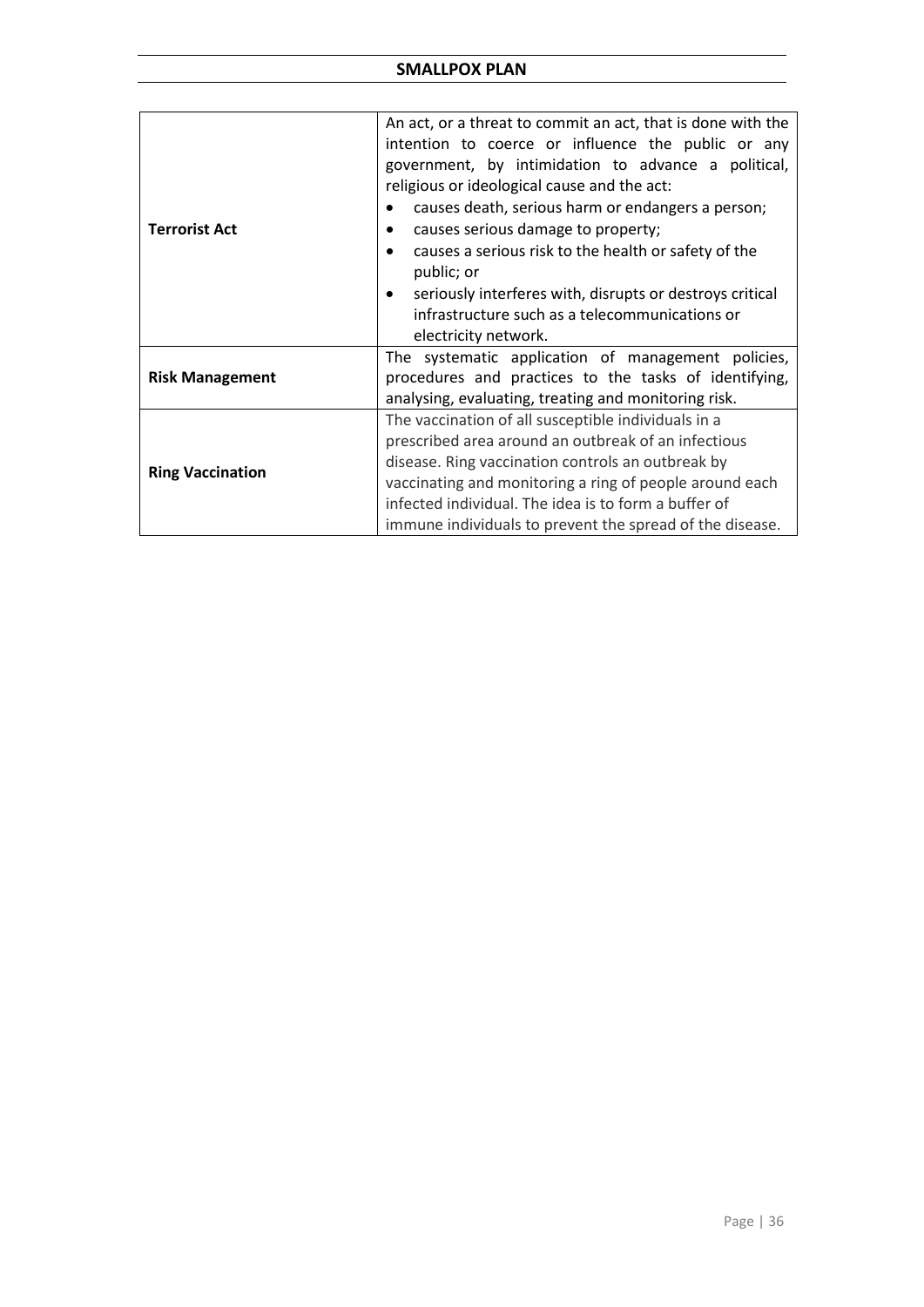| | |
|---|---|
| **Terrorist Act** | An act, or a threat to commit an act, that is done with the intention to coerce or influence the public or any government, by intimidation to advance a political, religious or ideological cause and the act:<br>• causes death, serious harm or endangers a person;<br>• causes serious damage to property;<br>• causes a serious risk to the health or safety of the public; or<br>• seriously interferes with, disrupts or destroys critical infrastructure such as a telecommunications or electricity network. |
| **Risk Management** | The systematic application of management policies, procedures and practices to the tasks of identifying, analysing, evaluating, treating and monitoring risk. |
| **Ring Vaccination** | The vaccination of all susceptible individuals in a prescribed area around an outbreak of an infectious disease. Ring vaccination controls an outbreak by vaccinating and monitoring a ring of people around each infected individual. The idea is to form a buffer of immune individuals to prevent the spread of the disease. |